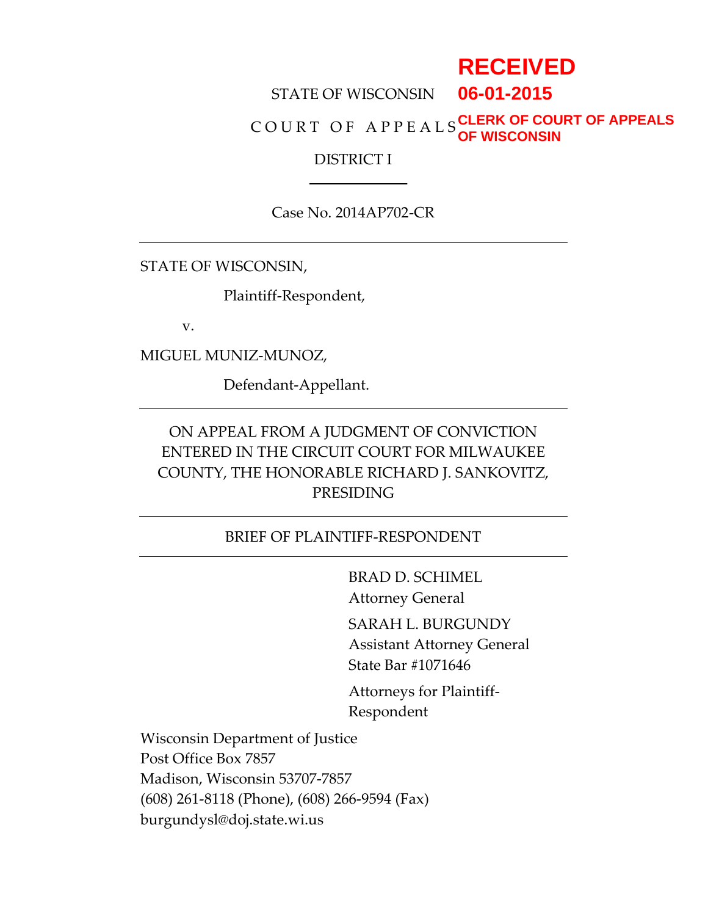**RECEIVED**
**06-01-2015**
**CLERK OF COURT OF APPEALS OF WISCONSIN**

STATE OF WISCONSIN

C O U R T  O F  A P P E A L S

DISTRICT I

---

Case No. 2014AP702-CR

---

STATE OF WISCONSIN,

Plaintiff-Respondent,

v.

MIGUEL MUNIZ-MUNOZ,

Defendant-Appellant.

---

ON APPEAL FROM A JUDGMENT OF CONVICTION ENTERED IN THE CIRCUIT COURT FOR MILWAUKEE COUNTY, THE HONORABLE RICHARD J. SANKOVITZ, PRESIDING

---

BRIEF OF PLAINTIFF-RESPONDENT

---

BRAD D. SCHIMEL
Attorney General

SARAH L. BURGUNDY
Assistant Attorney General
State Bar #1071646

Attorneys for Plaintiff-Respondent

Wisconsin Department of Justice
Post Office Box 7857
Madison, Wisconsin 53707-7857
(608) 261-8118 (Phone), (608) 266-9594 (Fax)
burgundysl@doj.state.wi.us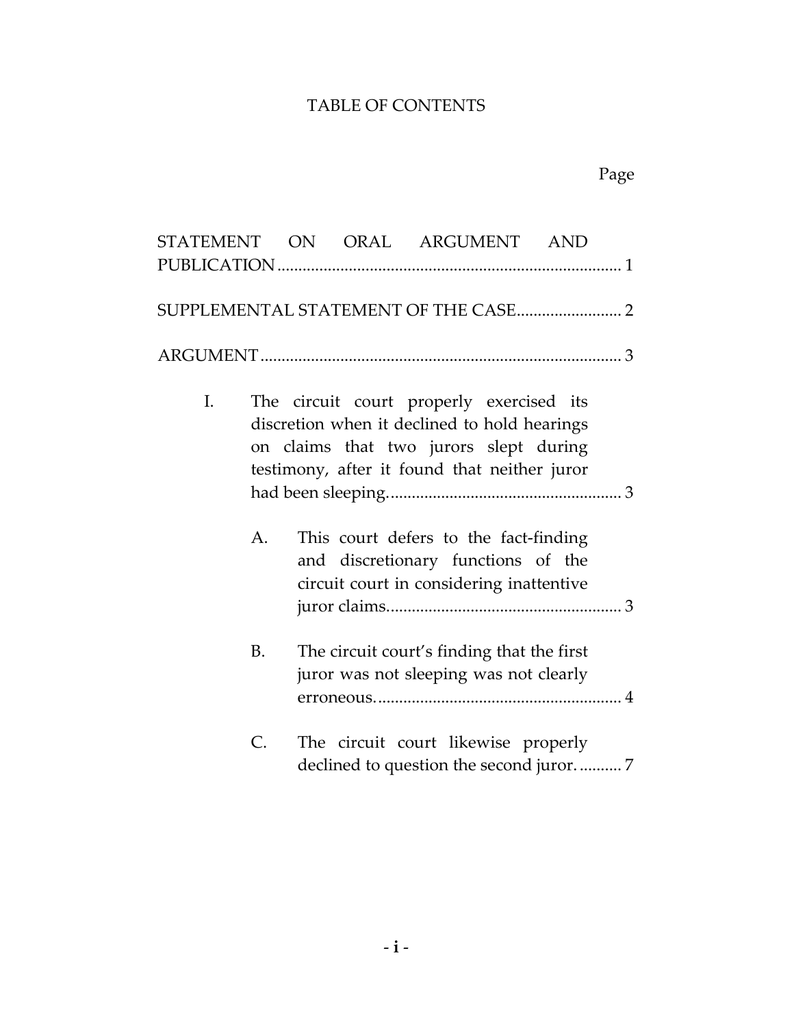# TABLE OF CONTENTS

| | Page |
|---|---|
| STATEMENT ON ORAL ARGUMENT AND PUBLICATION | 1 |
| SUPPLEMENTAL STATEMENT OF THE CASE | 2 |
| ARGUMENT | 3 |
| I. The circuit court properly exercised its discretion when it declined to hold hearings on claims that two jurors slept during testimony, after it found that neither juror had been sleeping. | 3 |
| A. This court defers to the fact-finding and discretionary functions of the circuit court in considering inattentive juror claims. | 3 |
| B. The circuit court's finding that the first juror was not sleeping was not clearly erroneous. | 4 |
| C. The circuit court likewise properly declined to question the second juror. | 7 |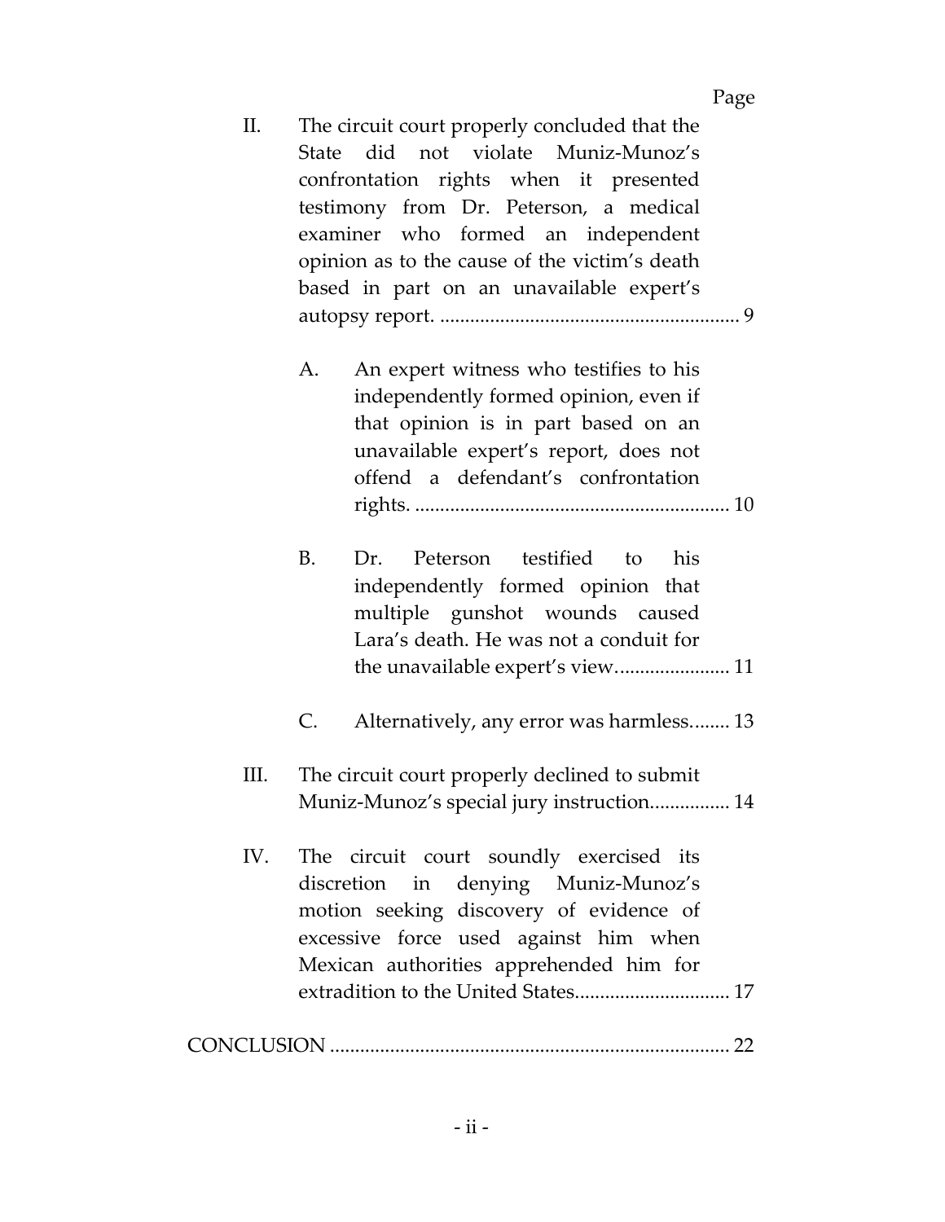Page

II. The circuit court properly concluded that the State did not violate Muniz-Munoz's confrontation rights when it presented testimony from Dr. Peterson, a medical examiner who formed an independent opinion as to the cause of the victim's death based in part on an unavailable expert's autopsy report. ............................................................ 9

   A. An expert witness who testifies to his independently formed opinion, even if that opinion is in part based on an unavailable expert's report, does not offend a defendant's confrontation rights. ............................................................... 10

   B. Dr. Peterson testified to his independently formed opinion that multiple gunshot wounds caused Lara's death. He was not a conduit for the unavailable expert's view...................... 11

   C. Alternatively, any error was harmless........ 13

III. The circuit court properly declined to submit Muniz-Munoz's special jury instruction................ 14

IV. The circuit court soundly exercised its discretion in denying Muniz-Munoz's motion seeking discovery of evidence of excessive force used against him when Mexican authorities apprehended him for extradition to the United States.............................. 17

CONCLUSION ................................................................................ 22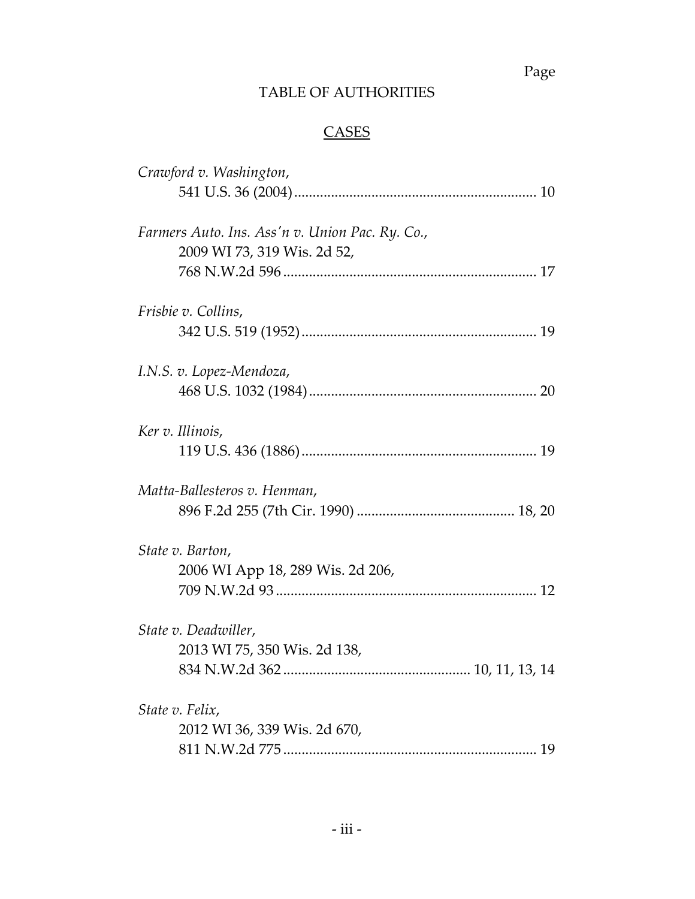Page

# TABLE OF AUTHORITIES

## CASES

*Crawford v. Washington*,
541 U.S. 36 (2004) .................................................................. 10

*Farmers Auto. Ins. Ass'n v. Union Pac. Ry. Co.*,
2009 WI 73, 319 Wis. 2d 52,
768 N.W.2d 596 ..................................................................... 17

*Frisbie v. Collins*,
342 U.S. 519 (1952) ................................................................ 19

*I.N.S. v. Lopez-Mendoza*,
468 U.S. 1032 (1984) .............................................................. 20

*Ker v. Illinois*,
119 U.S. 436 (1886) ................................................................ 19

*Matta-Ballesteros v. Henman*,
896 F.2d 255 (7th Cir. 1990) ........................................... 18, 20

*State v. Barton*,
2006 WI App 18, 289 Wis. 2d 206,
709 N.W.2d 93 ....................................................................... 12

*State v. Deadwiller*,
2013 WI 75, 350 Wis. 2d 138,
834 N.W.2d 362 .................................................. 10, 11, 13, 14

*State v. Felix*,
2012 WI 36, 339 Wis. 2d 670,
811 N.W.2d 775 ..................................................................... 19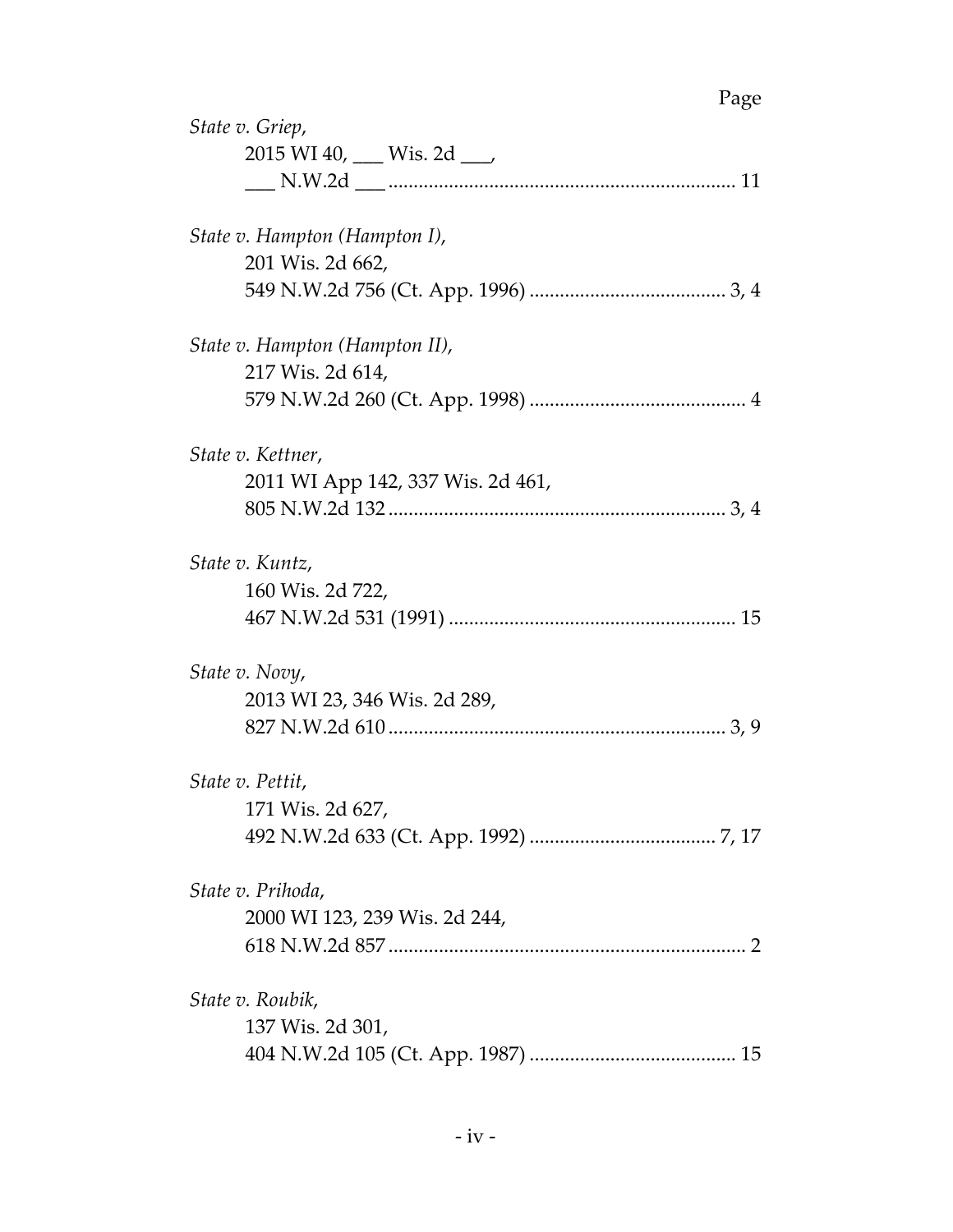Page

*State v. Griep*,
2015 WI 40, ___ Wis. 2d ___,
___ N.W.2d ___ .................................................................... 11

*State v. Hampton (Hampton I)*,
201 Wis. 2d 662,
549 N.W.2d 756 (Ct. App. 1996) ....................................... 3, 4

*State v. Hampton (Hampton II)*,
217 Wis. 2d 614,
579 N.W.2d 260 (Ct. App. 1998) ........................................... 4

*State v. Kettner*,
2011 WI App 142, 337 Wis. 2d 461,
805 N.W.2d 132 .................................................................. 3, 4

*State v. Kuntz*,
160 Wis. 2d 722,
467 N.W.2d 531 (1991) ......................................................... 15

*State v. Novy*,
2013 WI 23, 346 Wis. 2d 289,
827 N.W.2d 610 .................................................................. 3, 9

*State v. Pettit*,
171 Wis. 2d 627,
492 N.W.2d 633 (Ct. App. 1992) ..................................... 7, 17

*State v. Prihoda*,
2000 WI 123, 239 Wis. 2d 244,
618 N.W.2d 857 ....................................................................... 2

*State v. Roubik*,
137 Wis. 2d 301,
404 N.W.2d 105 (Ct. App. 1987) ......................................... 15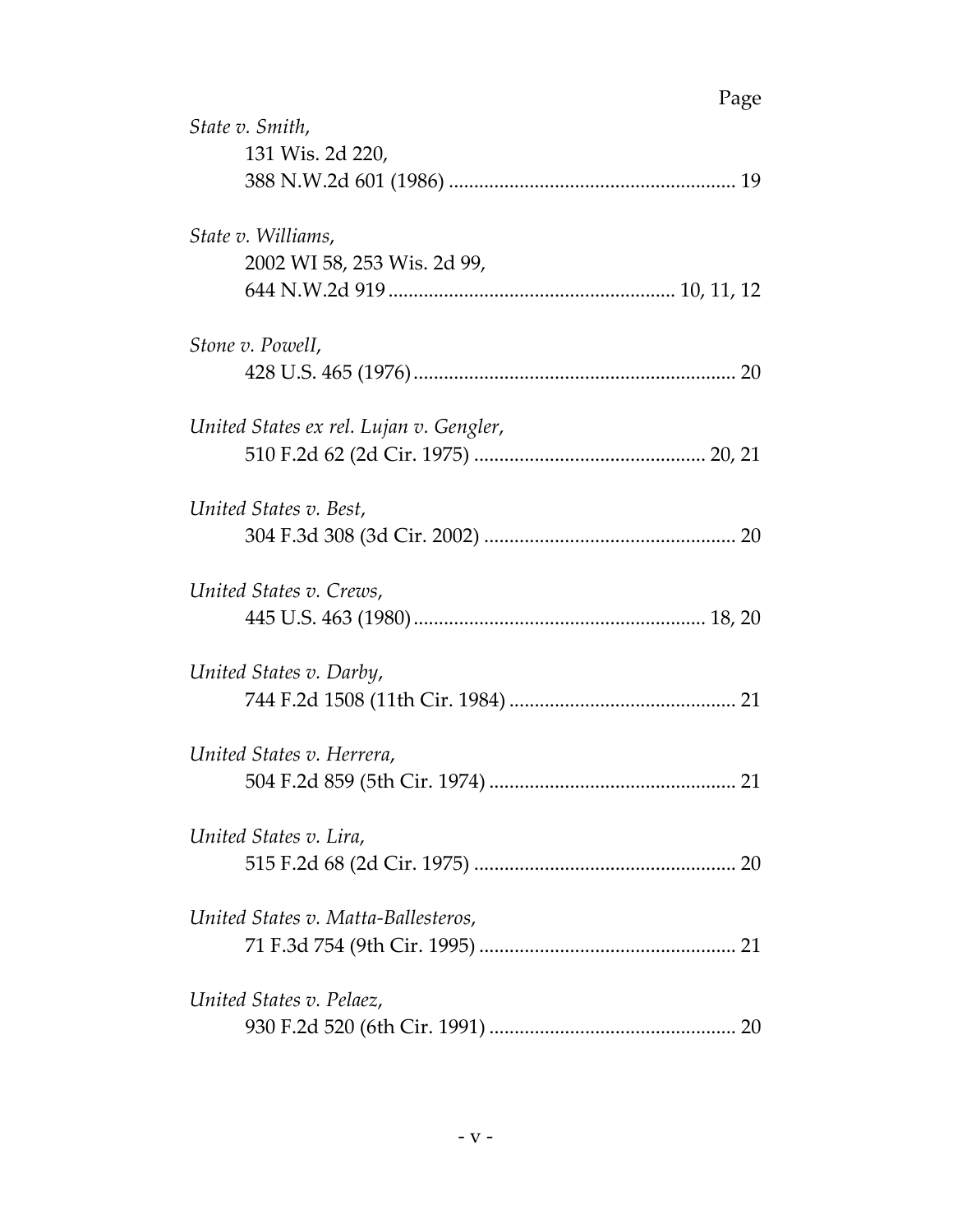Page

*State v. Smith*,
131 Wis. 2d 220,
388 N.W.2d 601 (1986) ........................................................ 19

*State v. Williams*,
2002 WI 58, 253 Wis. 2d 99,
644 N.W.2d 919 ........................................................ 10, 11, 12

*Stone v. PowelI*,
428 U.S. 465 (1976) ................................................................ 20

*United States ex rel. Lujan v. Gengler*,
510 F.2d 62 (2d Cir. 1975) ............................................. 20, 21

*United States v. Best*,
304 F.3d 308 (3d Cir. 2002) .................................................. 20

*United States v. Crews*,
445 U.S. 463 (1980) ......................................................... 18, 20

*United States v. Darby*,
744 F.2d 1508 (11th Cir. 1984) ............................................ 21

*United States v. Herrera*,
504 F.2d 859 (5th Cir. 1974) ................................................ 21

*United States v. Lira*,
515 F.2d 68 (2d Cir. 1975) .................................................... 20

*United States v. Matta-Ballesteros*,
71 F.3d 754 (9th Cir. 1995) .................................................. 21

*United States v. Pelaez*,
930 F.2d 520 (6th Cir. 1991) ................................................ 20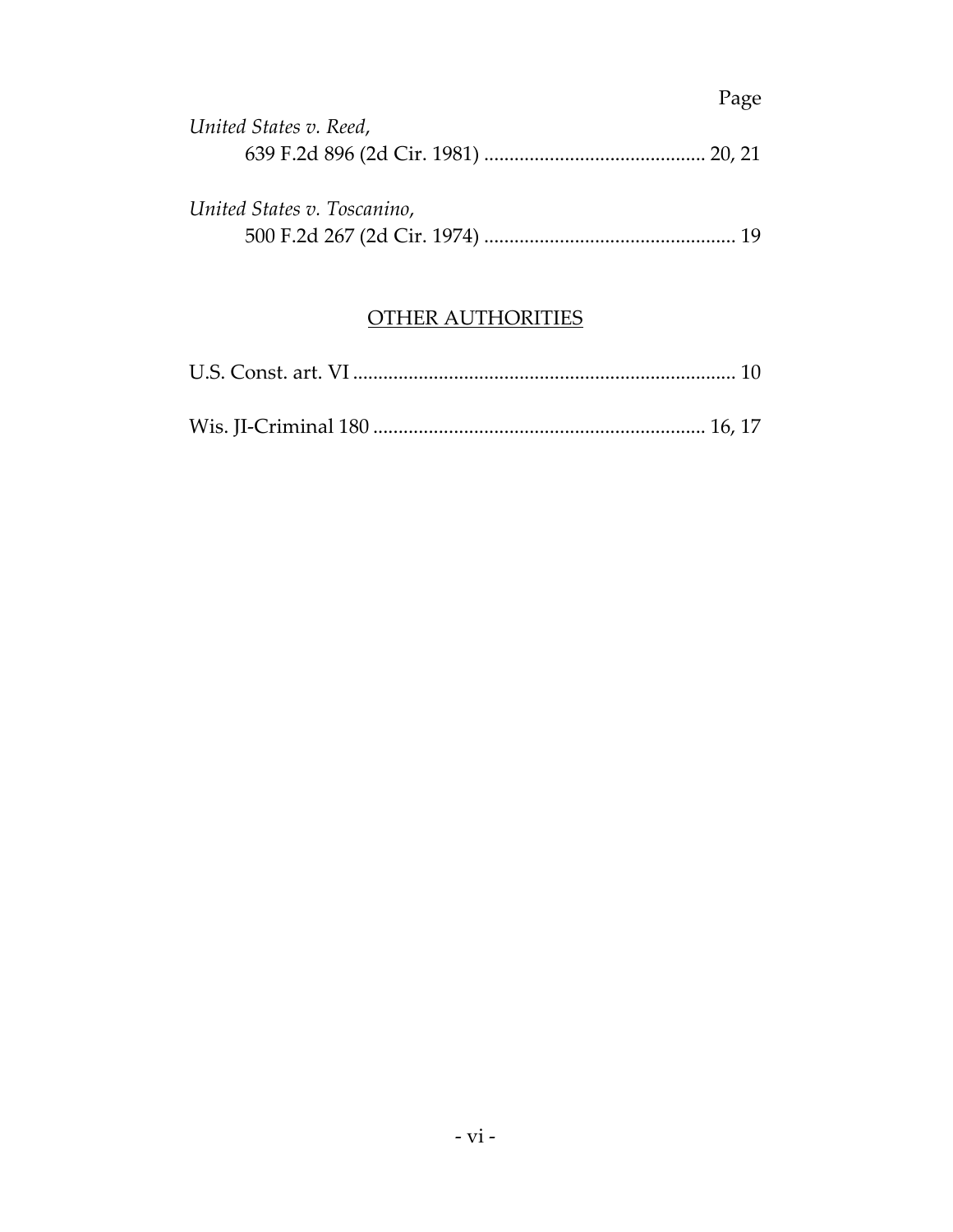Page

*United States v. Reed*,
639 F.2d 896 (2d Cir. 1981) ........................................... 20, 21

*United States v. Toscanino*,
500 F.2d 267 (2d Cir. 1974) ................................................. 19

## OTHER AUTHORITIES

U.S. Const. art. VI ........................................................................... 10

Wis. JI-Criminal 180 ................................................................ 16, 17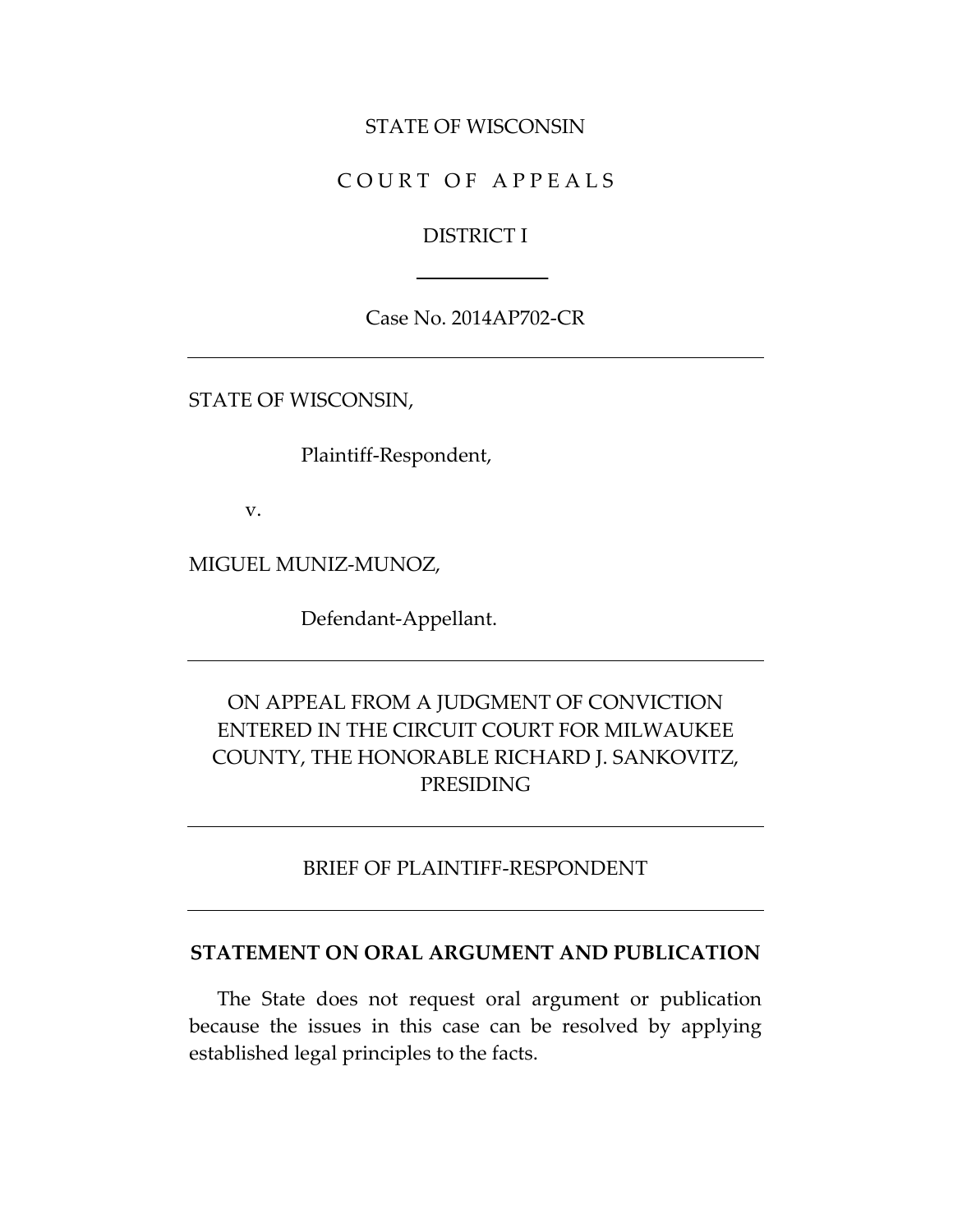STATE OF WISCONSIN

C O U R T O F A P P E A L S

DISTRICT I

---

Case No. 2014AP702-CR

---

STATE OF WISCONSIN,

Plaintiff-Respondent,

v.

MIGUEL MUNIZ-MUNOZ,

Defendant-Appellant.

---

ON APPEAL FROM A JUDGMENT OF CONVICTION ENTERED IN THE CIRCUIT COURT FOR MILWAUKEE COUNTY, THE HONORABLE RICHARD J. SANKOVITZ, PRESIDING

---

BRIEF OF PLAINTIFF-RESPONDENT

---

**STATEMENT ON ORAL ARGUMENT AND PUBLICATION**

The State does not request oral argument or publication because the issues in this case can be resolved by applying established legal principles to the facts.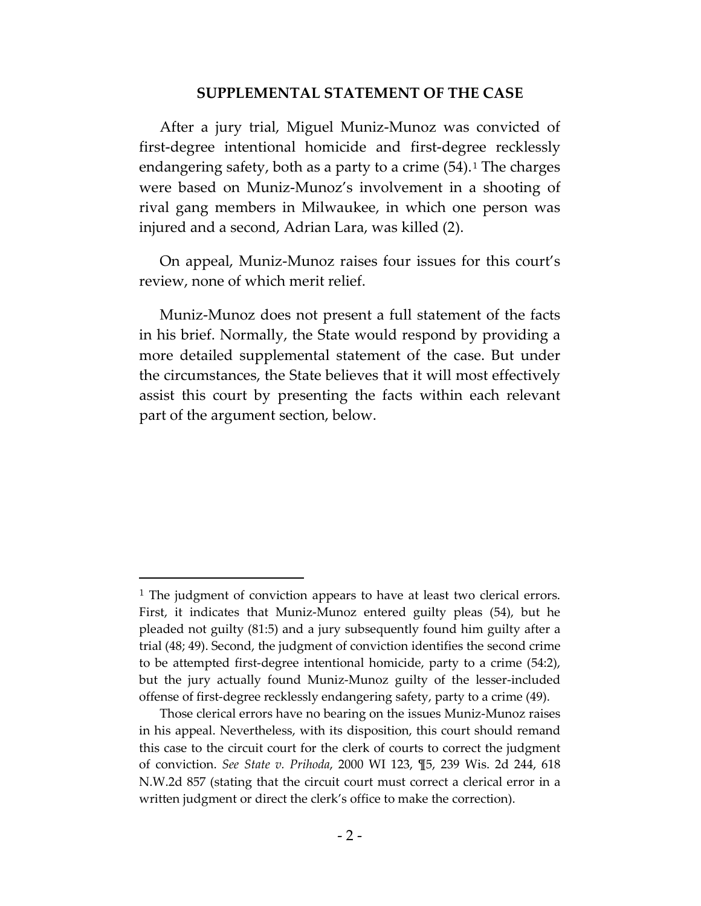## SUPPLEMENTAL STATEMENT OF THE CASE

After a jury trial, Miguel Muniz-Munoz was convicted of first-degree intentional homicide and first-degree recklessly endangering safety, both as a party to a crime (54).[1] The charges were based on Muniz-Munoz's involvement in a shooting of rival gang members in Milwaukee, in which one person was injured and a second, Adrian Lara, was killed (2).

On appeal, Muniz-Munoz raises four issues for this court's review, none of which merit relief.

Muniz-Munoz does not present a full statement of the facts in his brief. Normally, the State would respond by providing a more detailed supplemental statement of the case. But under the circumstances, the State believes that it will most effectively assist this court by presenting the facts within each relevant part of the argument section, below.

---

[1] The judgment of conviction appears to have at least two clerical errors. First, it indicates that Muniz-Munoz entered guilty pleas (54), but he pleaded not guilty (81:5) and a jury subsequently found him guilty after a trial (48; 49). Second, the judgment of conviction identifies the second crime to be attempted first-degree intentional homicide, party to a crime (54:2), but the jury actually found Muniz-Munoz guilty of the lesser-included offense of first-degree recklessly endangering safety, party to a crime (49).

Those clerical errors have no bearing on the issues Muniz-Munoz raises in his appeal. Nevertheless, with its disposition, this court should remand this case to the circuit court for the clerk of courts to correct the judgment of conviction. *See State v. Prihoda*, 2000 WI 123, ¶5, 239 Wis. 2d 244, 618 N.W.2d 857 (stating that the circuit court must correct a clerical error in a written judgment or direct the clerk's office to make the correction).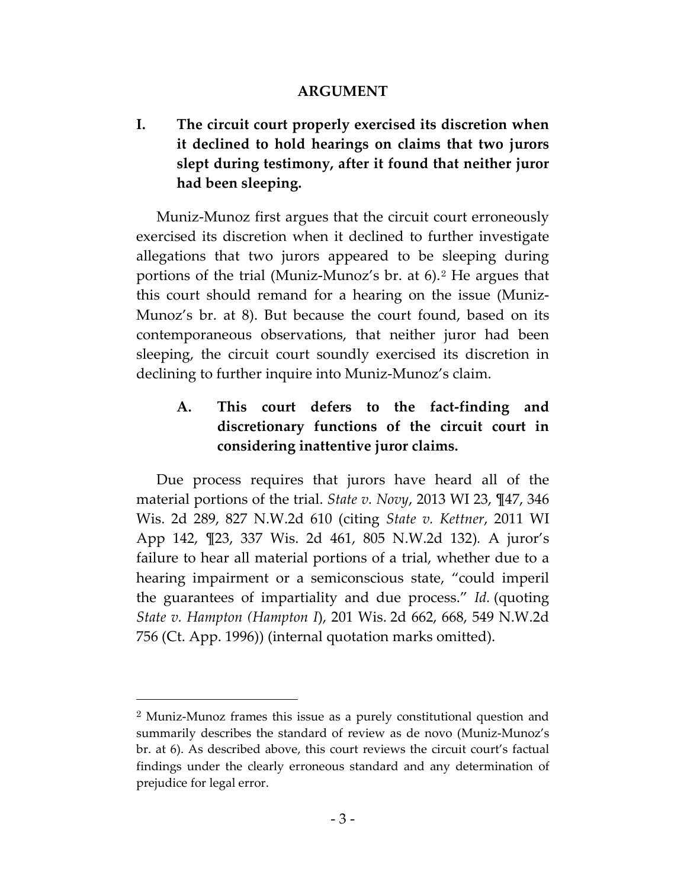## ARGUMENT

### I. The circuit court properly exercised its discretion when it declined to hold hearings on claims that two jurors slept during testimony, after it found that neither juror had been sleeping.

Muniz-Munoz first argues that the circuit court erroneously exercised its discretion when it declined to further investigate allegations that two jurors appeared to be sleeping during portions of the trial (Muniz-Munoz's br. at 6).[2] He argues that this court should remand for a hearing on the issue (Muniz-Munoz's br. at 8). But because the court found, based on its contemporaneous observations, that neither juror had been sleeping, the circuit court soundly exercised its discretion in declining to further inquire into Muniz-Munoz's claim.

#### A. This court defers to the fact-finding and discretionary functions of the circuit court in considering inattentive juror claims.

Due process requires that jurors have heard all of the material portions of the trial. *State v. Novy*, 2013 WI 23, ¶47, 346 Wis. 2d 289, 827 N.W.2d 610 (citing *State v. Kettner*, 2011 WI App 142, ¶23, 337 Wis. 2d 461, 805 N.W.2d 132). A juror's failure to hear all material portions of a trial, whether due to a hearing impairment or a semiconscious state, "could imperil the guarantees of impartiality and due process." *Id.* (quoting *State v. Hampton (Hampton I*), 201 Wis. 2d 662, 668, 549 N.W.2d 756 (Ct. App. 1996)) (internal quotation marks omitted).

---

[2] Muniz-Munoz frames this issue as a purely constitutional question and summarily describes the standard of review as de novo (Muniz-Munoz's br. at 6). As described above, this court reviews the circuit court's factual findings under the clearly erroneous standard and any determination of prejudice for legal error.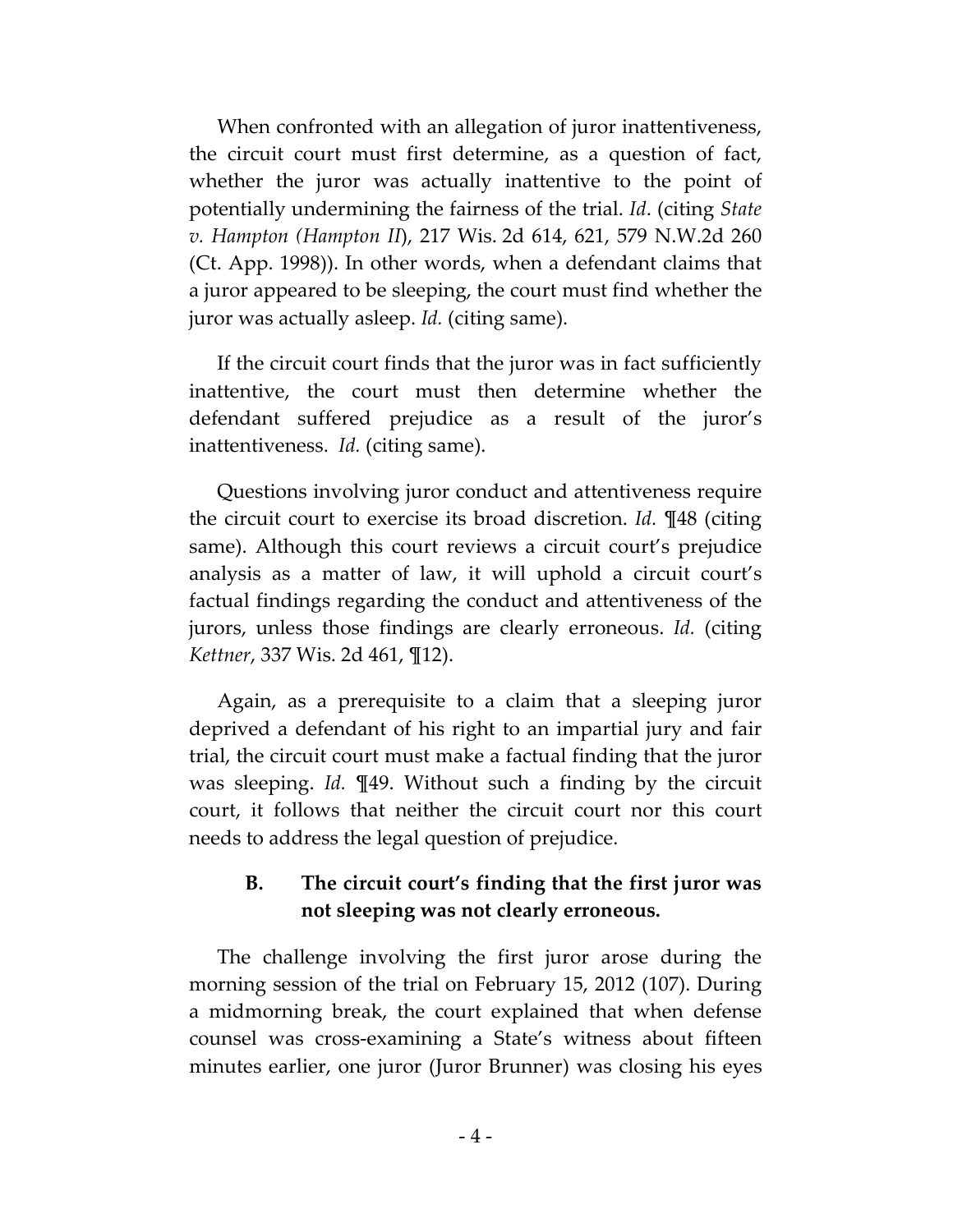When confronted with an allegation of juror inattentiveness, the circuit court must first determine, as a question of fact, whether the juror was actually inattentive to the point of potentially undermining the fairness of the trial. *Id*. (citing *State v. Hampton (Hampton II*), 217 Wis. 2d 614, 621, 579 N.W.2d 260 (Ct. App. 1998)). In other words, when a defendant claims that a juror appeared to be sleeping, the court must find whether the juror was actually asleep. *Id.* (citing same).

If the circuit court finds that the juror was in fact sufficiently inattentive, the court must then determine whether the defendant suffered prejudice as a result of the juror's inattentiveness. *Id.* (citing same).

Questions involving juror conduct and attentiveness require the circuit court to exercise its broad discretion. *Id.* ¶48 (citing same). Although this court reviews a circuit court's prejudice analysis as a matter of law, it will uphold a circuit court's factual findings regarding the conduct and attentiveness of the jurors, unless those findings are clearly erroneous. *Id.* (citing *Kettner*, 337 Wis. 2d 461, ¶12).

Again, as a prerequisite to a claim that a sleeping juror deprived a defendant of his right to an impartial jury and fair trial, the circuit court must make a factual finding that the juror was sleeping. *Id.* ¶49. Without such a finding by the circuit court, it follows that neither the circuit court nor this court needs to address the legal question of prejudice.

### B. The circuit court's finding that the first juror was not sleeping was not clearly erroneous.

The challenge involving the first juror arose during the morning session of the trial on February 15, 2012 (107). During a midmorning break, the court explained that when defense counsel was cross-examining a State's witness about fifteen minutes earlier, one juror (Juror Brunner) was closing his eyes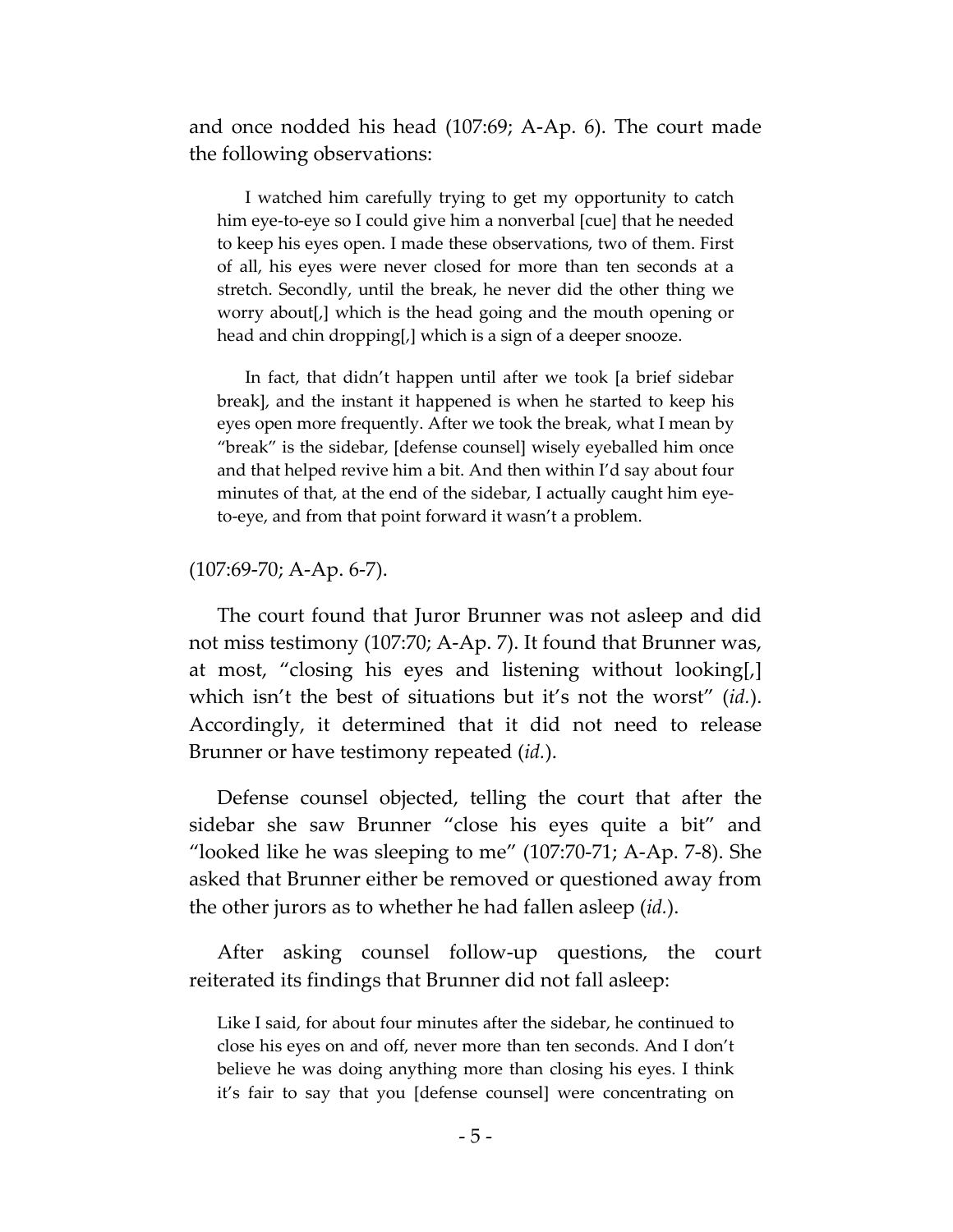and once nodded his head (107:69; A-Ap. 6). The court made the following observations:

> I watched him carefully trying to get my opportunity to catch him eye-to-eye so I could give him a nonverbal [cue] that he needed to keep his eyes open. I made these observations, two of them. First of all, his eyes were never closed for more than ten seconds at a stretch. Secondly, until the break, he never did the other thing we worry about[,] which is the head going and the mouth opening or head and chin dropping[,] which is a sign of a deeper snooze.
>
> In fact, that didn't happen until after we took [a brief sidebar break], and the instant it happened is when he started to keep his eyes open more frequently. After we took the break, what I mean by "break" is the sidebar, [defense counsel] wisely eyeballed him once and that helped revive him a bit. And then within I'd say about four minutes of that, at the end of the sidebar, I actually caught him eye-to-eye, and from that point forward it wasn't a problem.

(107:69-70; A-Ap. 6-7).

The court found that Juror Brunner was not asleep and did not miss testimony (107:70; A-Ap. 7). It found that Brunner was, at most, "closing his eyes and listening without looking[,] which isn't the best of situations but it's not the worst" (*id.*). Accordingly, it determined that it did not need to release Brunner or have testimony repeated (*id.*).

Defense counsel objected, telling the court that after the sidebar she saw Brunner "close his eyes quite a bit" and "looked like he was sleeping to me" (107:70-71; A-Ap. 7-8). She asked that Brunner either be removed or questioned away from the other jurors as to whether he had fallen asleep (*id.*).

After asking counsel follow-up questions, the court reiterated its findings that Brunner did not fall asleep:

> Like I said, for about four minutes after the sidebar, he continued to close his eyes on and off, never more than ten seconds. And I don't believe he was doing anything more than closing his eyes. I think it's fair to say that you [defense counsel] were concentrating on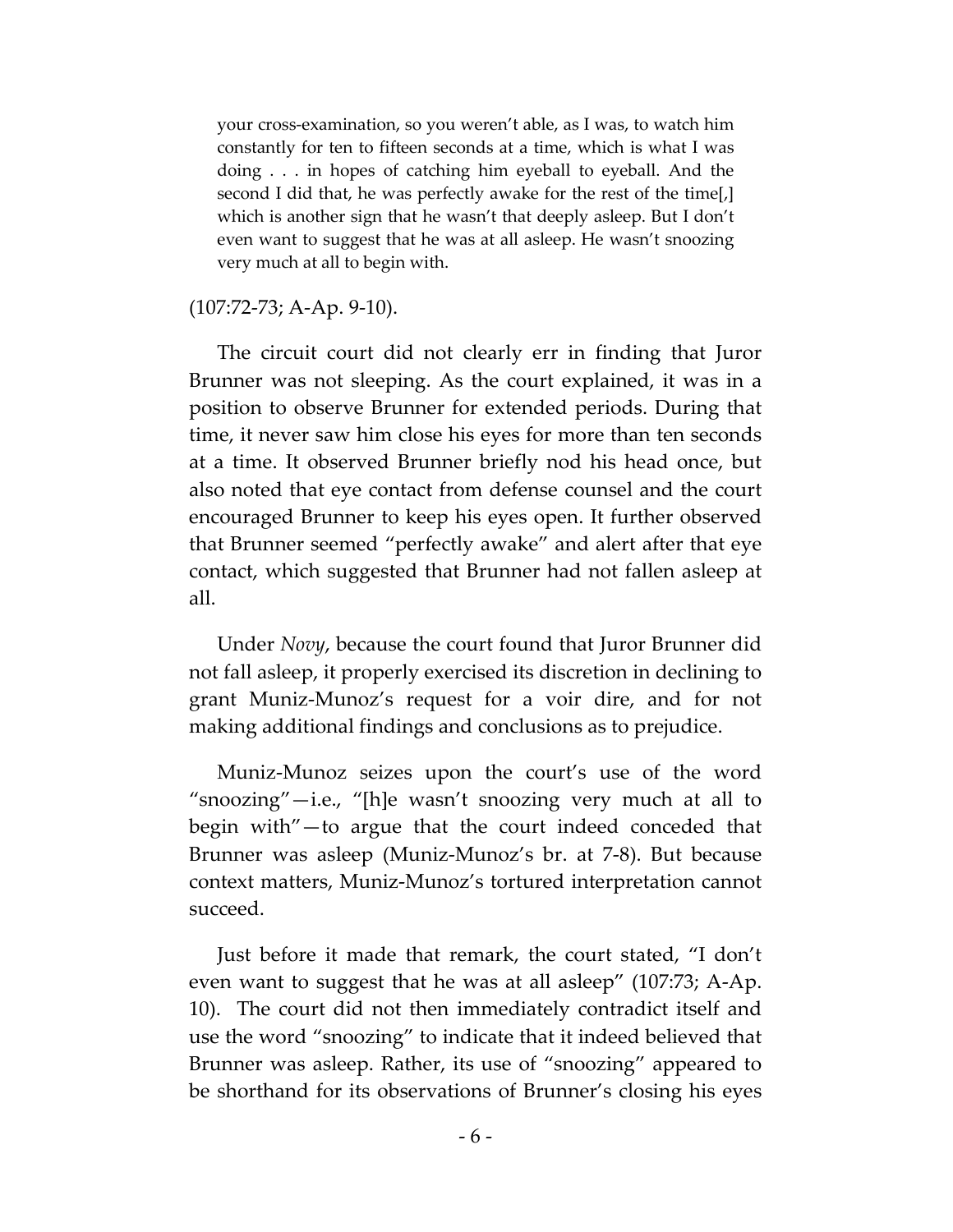> your cross-examination, so you weren't able, as I was, to watch him constantly for ten to fifteen seconds at a time, which is what I was doing . . . in hopes of catching him eyeball to eyeball. And the second I did that, he was perfectly awake for the rest of the time[,] which is another sign that he wasn't that deeply asleep. But I don't even want to suggest that he was at all asleep. He wasn't snoozing very much at all to begin with.

(107:72-73; A-Ap. 9-10).

The circuit court did not clearly err in finding that Juror Brunner was not sleeping. As the court explained, it was in a position to observe Brunner for extended periods. During that time, it never saw him close his eyes for more than ten seconds at a time. It observed Brunner briefly nod his head once, but also noted that eye contact from defense counsel and the court encouraged Brunner to keep his eyes open. It further observed that Brunner seemed "perfectly awake" and alert after that eye contact, which suggested that Brunner had not fallen asleep at all.

Under *Novy*, because the court found that Juror Brunner did not fall asleep, it properly exercised its discretion in declining to grant Muniz-Munoz's request for a voir dire, and for not making additional findings and conclusions as to prejudice.

Muniz-Munoz seizes upon the court's use of the word "snoozing"—i.e., "[h]e wasn't snoozing very much at all to begin with"—to argue that the court indeed conceded that Brunner was asleep (Muniz-Munoz's br. at 7-8). But because context matters, Muniz-Munoz's tortured interpretation cannot succeed.

Just before it made that remark, the court stated, "I don't even want to suggest that he was at all asleep" (107:73; A-Ap. 10). The court did not then immediately contradict itself and use the word "snoozing" to indicate that it indeed believed that Brunner was asleep. Rather, its use of "snoozing" appeared to be shorthand for its observations of Brunner's closing his eyes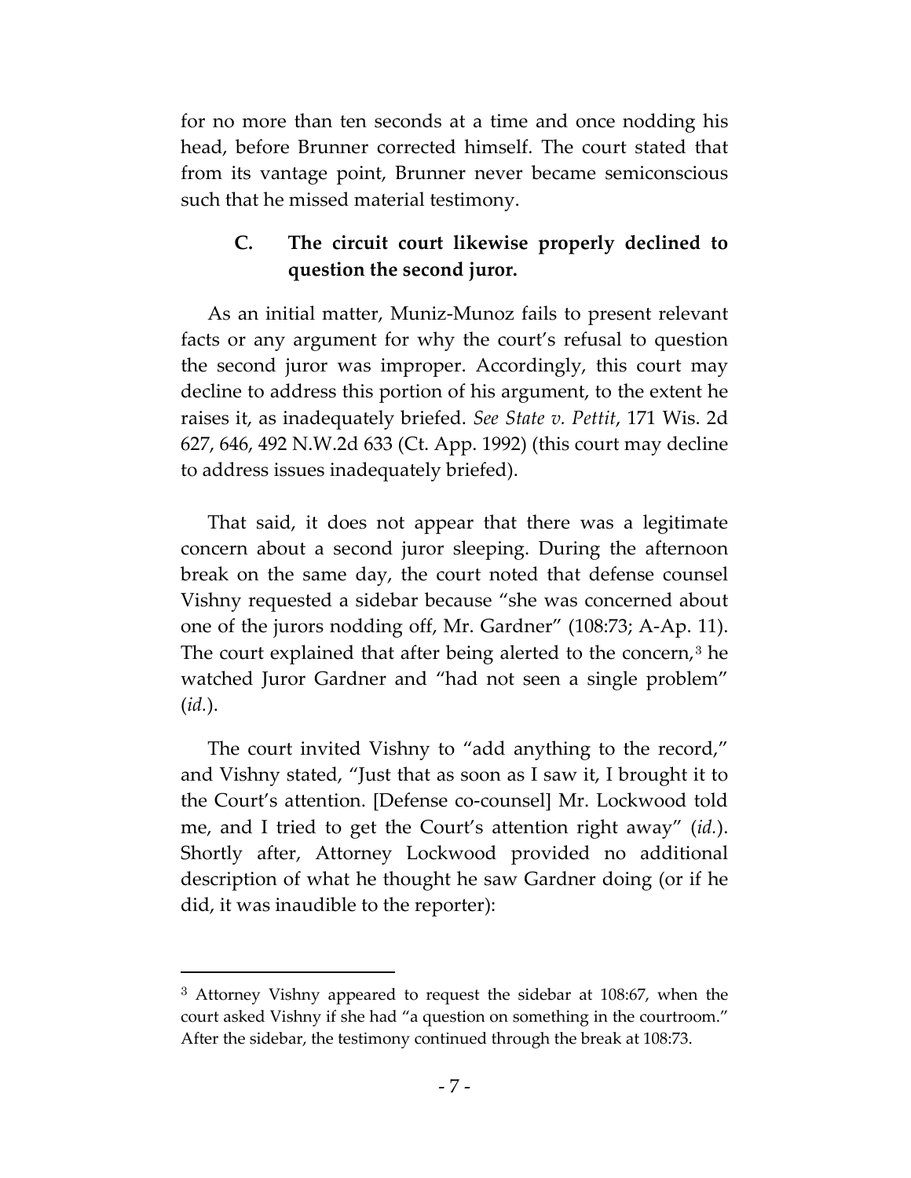for no more than ten seconds at a time and once nodding his head, before Brunner corrected himself. The court stated that from its vantage point, Brunner never became semiconscious such that he missed material testimony.

### C. The circuit court likewise properly declined to question the second juror.

As an initial matter, Muniz-Munoz fails to present relevant facts or any argument for why the court's refusal to question the second juror was improper. Accordingly, this court may decline to address this portion of his argument, to the extent he raises it, as inadequately briefed. *See State v. Pettit*, 171 Wis. 2d 627, 646, 492 N.W.2d 633 (Ct. App. 1992) (this court may decline to address issues inadequately briefed).

That said, it does not appear that there was a legitimate concern about a second juror sleeping. During the afternoon break on the same day, the court noted that defense counsel Vishny requested a sidebar because "she was concerned about one of the jurors nodding off, Mr. Gardner" (108:73; A-Ap. 11). The court explained that after being alerted to the concern,[3] he watched Juror Gardner and "had not seen a single problem" (*id.*).

The court invited Vishny to "add anything to the record," and Vishny stated, "Just that as soon as I saw it, I brought it to the Court's attention. [Defense co-counsel] Mr. Lockwood told me, and I tried to get the Court's attention right away" (*id.*). Shortly after, Attorney Lockwood provided no additional description of what he thought he saw Gardner doing (or if he did, it was inaudible to the reporter):

---

[3] Attorney Vishny appeared to request the sidebar at 108:67, when the court asked Vishny if she had "a question on something in the courtroom." After the sidebar, the testimony continued through the break at 108:73.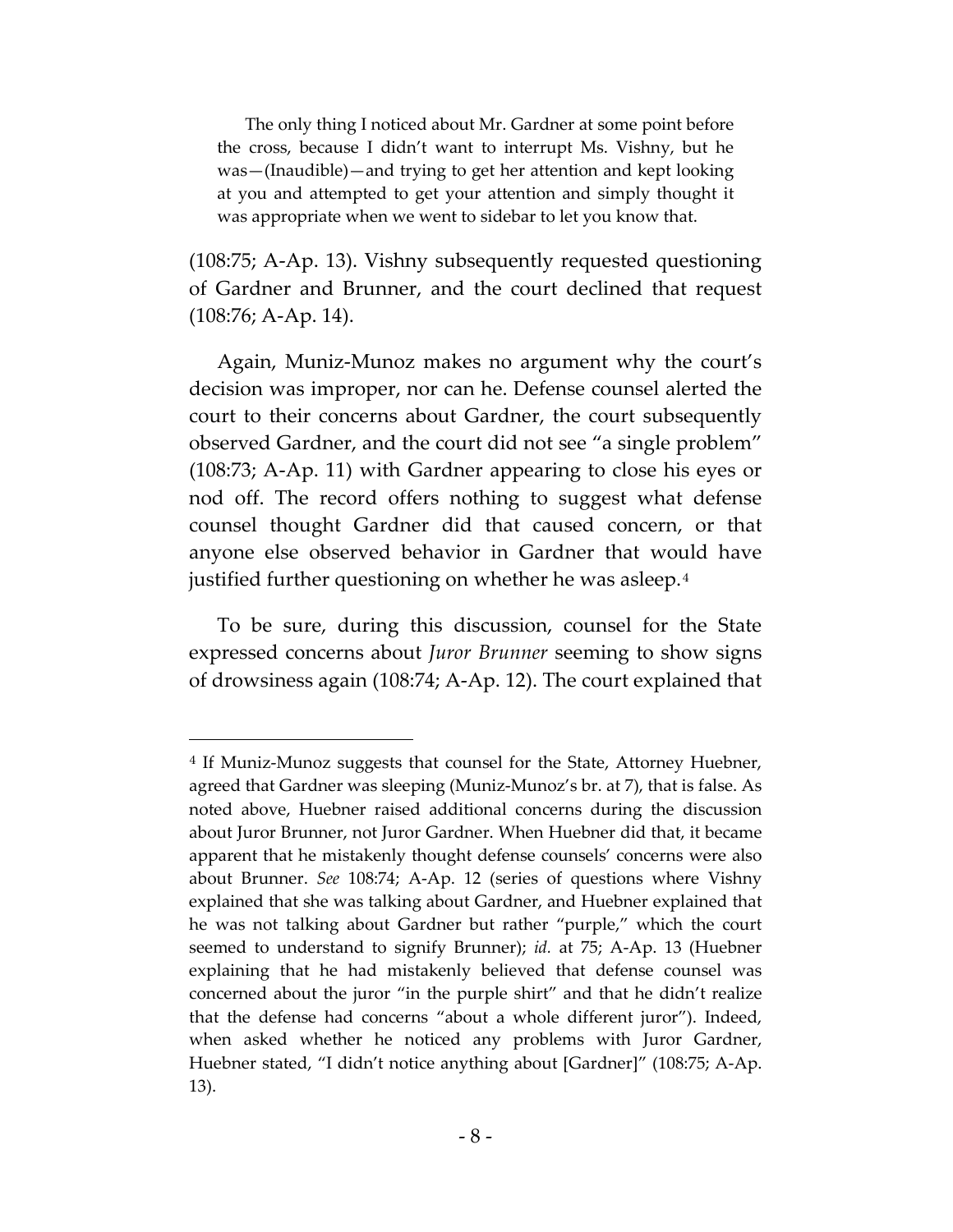> The only thing I noticed about Mr. Gardner at some point before the cross, because I didn't want to interrupt Ms. Vishny, but he was—(Inaudible)—and trying to get her attention and kept looking at you and attempted to get your attention and simply thought it was appropriate when we went to sidebar to let you know that.

(108:75; A-Ap. 13). Vishny subsequently requested questioning of Gardner and Brunner, and the court declined that request (108:76; A-Ap. 14).

Again, Muniz-Munoz makes no argument why the court's decision was improper, nor can he. Defense counsel alerted the court to their concerns about Gardner, the court subsequently observed Gardner, and the court did not see "a single problem" (108:73; A-Ap. 11) with Gardner appearing to close his eyes or nod off. The record offers nothing to suggest what defense counsel thought Gardner did that caused concern, or that anyone else observed behavior in Gardner that would have justified further questioning on whether he was asleep.[4]

To be sure, during this discussion, counsel for the State expressed concerns about *Juror Brunner* seeming to show signs of drowsiness again (108:74; A-Ap. 12). The court explained that

---

[4] If Muniz-Munoz suggests that counsel for the State, Attorney Huebner, agreed that Gardner was sleeping (Muniz-Munoz's br. at 7), that is false. As noted above, Huebner raised additional concerns during the discussion about Juror Brunner, not Juror Gardner. When Huebner did that, it became apparent that he mistakenly thought defense counsels' concerns were also about Brunner. *See* 108:74; A-Ap. 12 (series of questions where Vishny explained that she was talking about Gardner, and Huebner explained that he was not talking about Gardner but rather "purple," which the court seemed to understand to signify Brunner); *id.* at 75; A-Ap. 13 (Huebner explaining that he had mistakenly believed that defense counsel was concerned about the juror "in the purple shirt" and that he didn't realize that the defense had concerns "about a whole different juror"). Indeed, when asked whether he noticed any problems with Juror Gardner, Huebner stated, "I didn't notice anything about [Gardner]" (108:75; A-Ap. 13).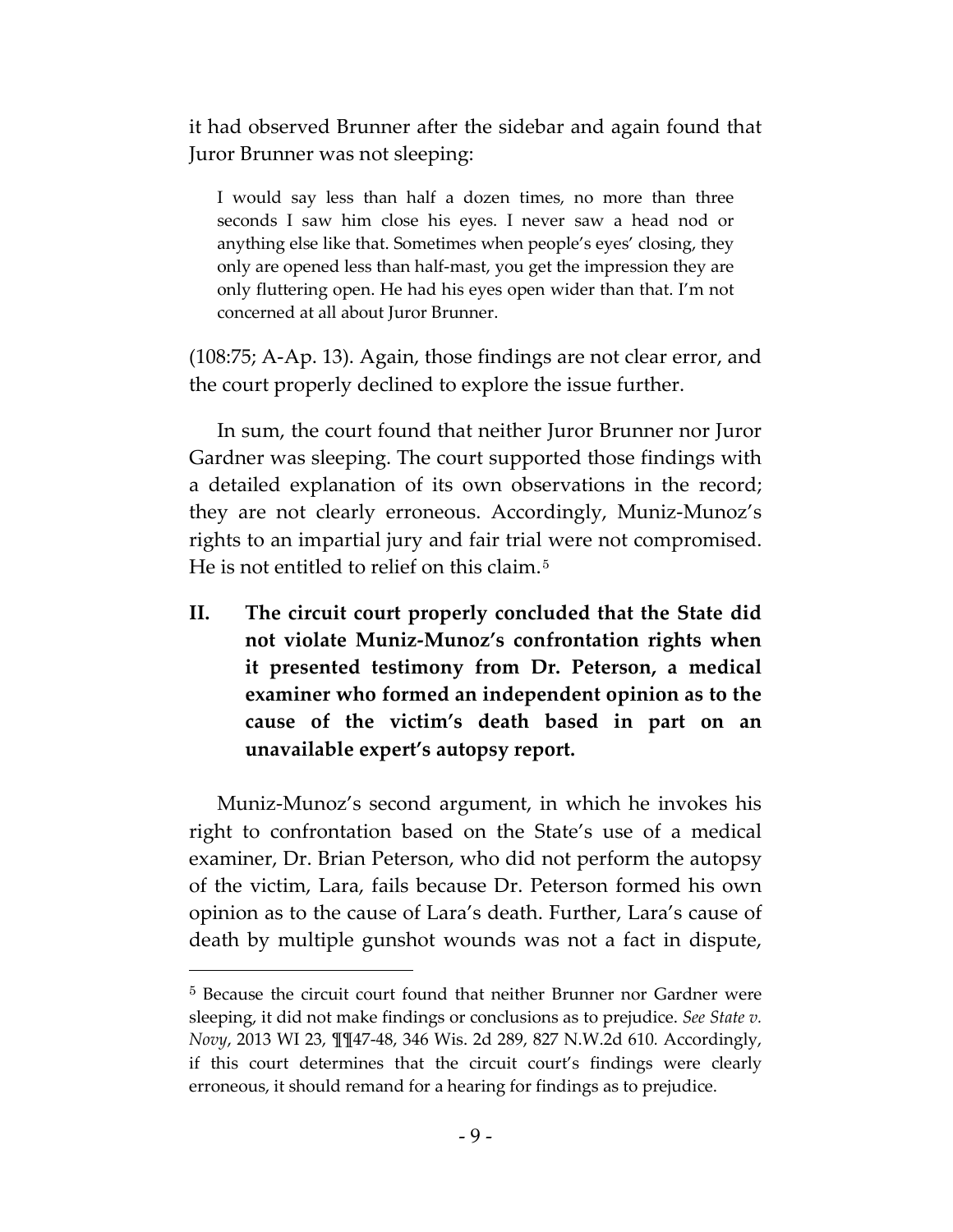it had observed Brunner after the sidebar and again found that Juror Brunner was not sleeping:

> I would say less than half a dozen times, no more than three seconds I saw him close his eyes. I never saw a head nod or anything else like that. Sometimes when people's eyes' closing, they only are opened less than half-mast, you get the impression they are only fluttering open. He had his eyes open wider than that. I'm not concerned at all about Juror Brunner.

(108:75; A-Ap. 13). Again, those findings are not clear error, and the court properly declined to explore the issue further.

In sum, the court found that neither Juror Brunner nor Juror Gardner was sleeping. The court supported those findings with a detailed explanation of its own observations in the record; they are not clearly erroneous. Accordingly, Muniz-Munoz's rights to an impartial jury and fair trial were not compromised. He is not entitled to relief on this claim.[5]

## II. The circuit court properly concluded that the State did not violate Muniz-Munoz's confrontation rights when it presented testimony from Dr. Peterson, a medical examiner who formed an independent opinion as to the cause of the victim's death based in part on an unavailable expert's autopsy report.

Muniz-Munoz's second argument, in which he invokes his right to confrontation based on the State's use of a medical examiner, Dr. Brian Peterson, who did not perform the autopsy of the victim, Lara, fails because Dr. Peterson formed his own opinion as to the cause of Lara's death. Further, Lara's cause of death by multiple gunshot wounds was not a fact in dispute,

---

[5] Because the circuit court found that neither Brunner nor Gardner were sleeping, it did not make findings or conclusions as to prejudice. *See State v. Novy*, 2013 WI 23, ¶¶47-48, 346 Wis. 2d 289, 827 N.W.2d 610. Accordingly, if this court determines that the circuit court's findings were clearly erroneous, it should remand for a hearing for findings as to prejudice.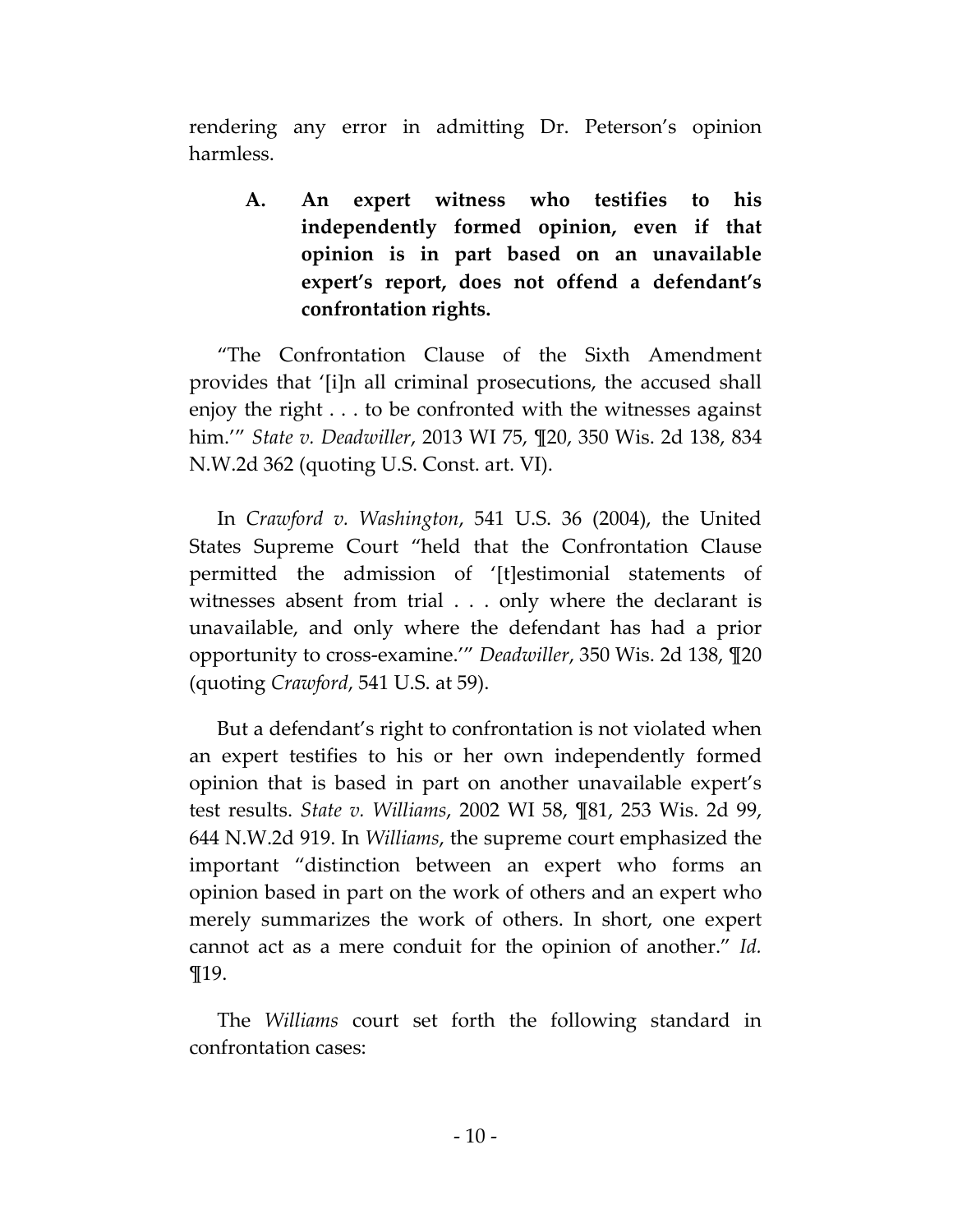rendering any error in admitting Dr. Peterson's opinion harmless.

### A. An expert witness who testifies to his independently formed opinion, even if that opinion is in part based on an unavailable expert's report, does not offend a defendant's confrontation rights.

"The Confrontation Clause of the Sixth Amendment provides that '[i]n all criminal prosecutions, the accused shall enjoy the right . . . to be confronted with the witnesses against him.'" *State v. Deadwiller*, 2013 WI 75, ¶20, 350 Wis. 2d 138, 834 N.W.2d 362 (quoting U.S. Const. art. VI).

In *Crawford v. Washington*, 541 U.S. 36 (2004), the United States Supreme Court "held that the Confrontation Clause permitted the admission of '[t]estimonial statements of witnesses absent from trial . . . only where the declarant is unavailable, and only where the defendant has had a prior opportunity to cross-examine.'" *Deadwiller*, 350 Wis. 2d 138, ¶20 (quoting *Crawford*, 541 U.S. at 59).

But a defendant's right to confrontation is not violated when an expert testifies to his or her own independently formed opinion that is based in part on another unavailable expert's test results. *State v. Williams*, 2002 WI 58, ¶81, 253 Wis. 2d 99, 644 N.W.2d 919. In *Williams*, the supreme court emphasized the important "distinction between an expert who forms an opinion based in part on the work of others and an expert who merely summarizes the work of others. In short, one expert cannot act as a mere conduit for the opinion of another." *Id.* ¶19.

The *Williams* court set forth the following standard in confrontation cases: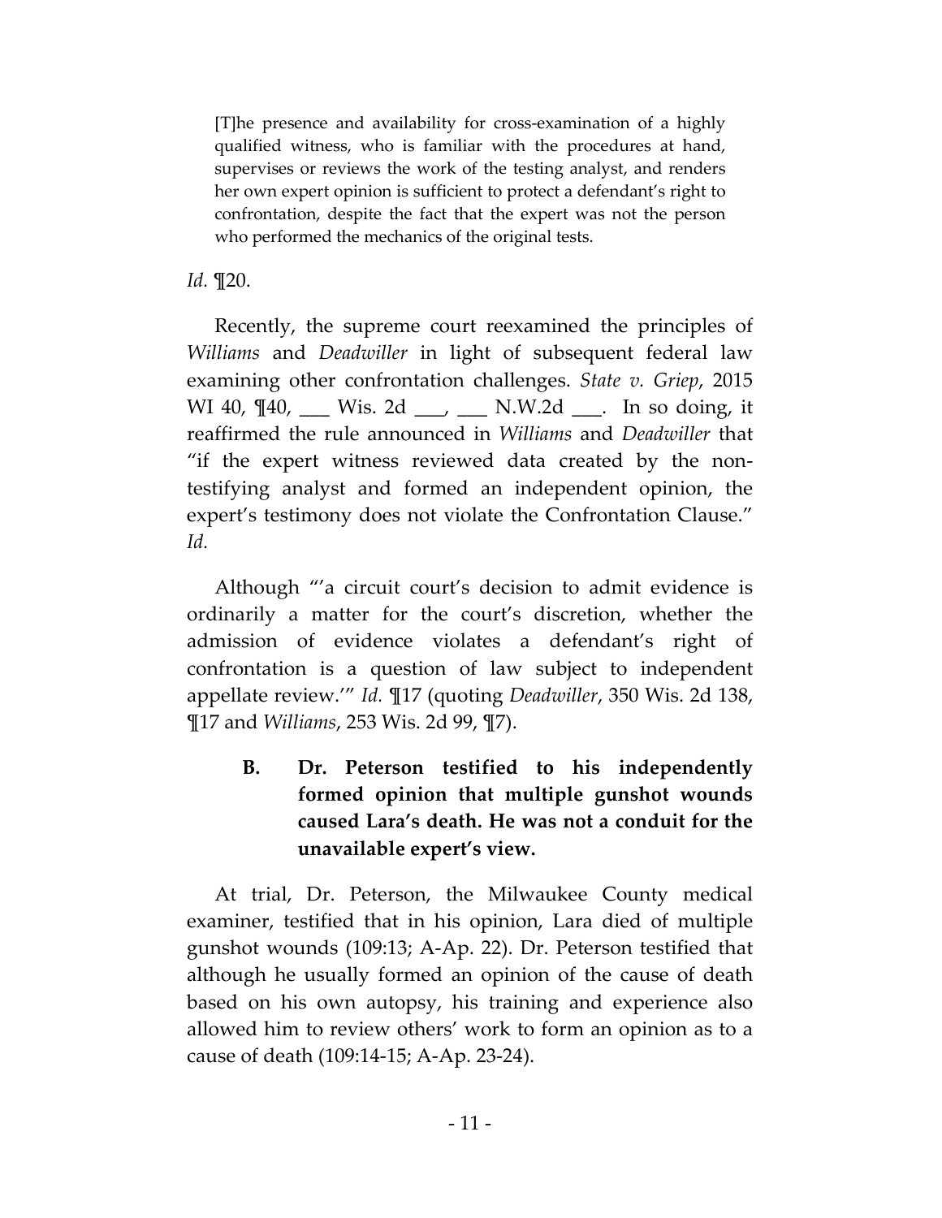> [T]he presence and availability for cross-examination of a highly qualified witness, who is familiar with the procedures at hand, supervises or reviews the work of the testing analyst, and renders her own expert opinion is sufficient to protect a defendant's right to confrontation, despite the fact that the expert was not the person who performed the mechanics of the original tests.

*Id.* ¶20.

Recently, the supreme court reexamined the principles of *Williams* and *Deadwiller* in light of subsequent federal law examining other confrontation challenges. *State v. Griep*, 2015 WI 40, ¶40, ___ Wis. 2d ___, ___ N.W.2d ___. In so doing, it reaffirmed the rule announced in *Williams* and *Deadwiller* that "if the expert witness reviewed data created by the non-testifying analyst and formed an independent opinion, the expert's testimony does not violate the Confrontation Clause." *Id.*

Although "'a circuit court's decision to admit evidence is ordinarily a matter for the court's discretion, whether the admission of evidence violates a defendant's right of confrontation is a question of law subject to independent appellate review.'" *Id.* ¶17 (quoting *Deadwiller*, 350 Wis. 2d 138, ¶17 and *Williams*, 253 Wis. 2d 99, ¶7).

### B. Dr. Peterson testified to his independently formed opinion that multiple gunshot wounds caused Lara's death. He was not a conduit for the unavailable expert's view.

At trial, Dr. Peterson, the Milwaukee County medical examiner, testified that in his opinion, Lara died of multiple gunshot wounds (109:13; A-Ap. 22). Dr. Peterson testified that although he usually formed an opinion of the cause of death based on his own autopsy, his training and experience also allowed him to review others' work to form an opinion as to a cause of death (109:14-15; A-Ap. 23-24).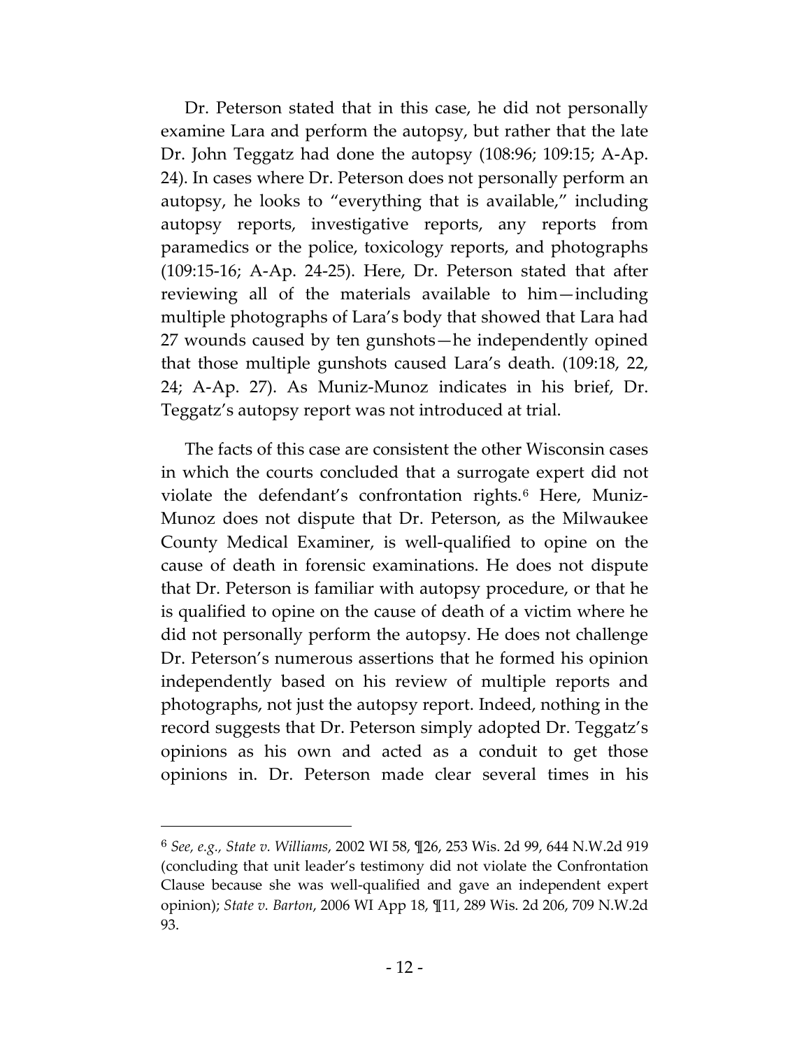Dr. Peterson stated that in this case, he did not personally examine Lara and perform the autopsy, but rather that the late Dr. John Teggatz had done the autopsy (108:96; 109:15; A-Ap. 24). In cases where Dr. Peterson does not personally perform an autopsy, he looks to "everything that is available," including autopsy reports, investigative reports, any reports from paramedics or the police, toxicology reports, and photographs (109:15-16; A-Ap. 24-25). Here, Dr. Peterson stated that after reviewing all of the materials available to him—including multiple photographs of Lara's body that showed that Lara had 27 wounds caused by ten gunshots—he independently opined that those multiple gunshots caused Lara's death. (109:18, 22, 24; A-Ap. 27). As Muniz-Munoz indicates in his brief, Dr. Teggatz's autopsy report was not introduced at trial.

The facts of this case are consistent the other Wisconsin cases in which the courts concluded that a surrogate expert did not violate the defendant's confrontation rights.[6] Here, Muniz-Munoz does not dispute that Dr. Peterson, as the Milwaukee County Medical Examiner, is well-qualified to opine on the cause of death in forensic examinations. He does not dispute that Dr. Peterson is familiar with autopsy procedure, or that he is qualified to opine on the cause of death of a victim where he did not personally perform the autopsy. He does not challenge Dr. Peterson's numerous assertions that he formed his opinion independently based on his review of multiple reports and photographs, not just the autopsy report. Indeed, nothing in the record suggests that Dr. Peterson simply adopted Dr. Teggatz's opinions as his own and acted as a conduit to get those opinions in. Dr. Peterson made clear several times in his

---

[6] *See, e.g., State v. Williams*, 2002 WI 58, ¶26, 253 Wis. 2d 99, 644 N.W.2d 919 (concluding that unit leader's testimony did not violate the Confrontation Clause because she was well-qualified and gave an independent expert opinion); *State v. Barton*, 2006 WI App 18, ¶11, 289 Wis. 2d 206, 709 N.W.2d 93.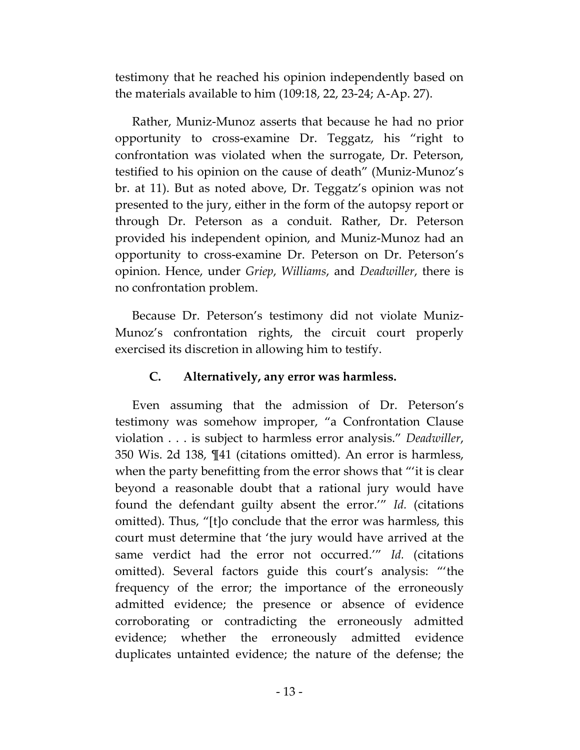testimony that he reached his opinion independently based on the materials available to him (109:18, 22, 23-24; A-Ap. 27).

Rather, Muniz-Munoz asserts that because he had no prior opportunity to cross-examine Dr. Teggatz, his "right to confrontation was violated when the surrogate, Dr. Peterson, testified to his opinion on the cause of death" (Muniz-Munoz's br. at 11). But as noted above, Dr. Teggatz's opinion was not presented to the jury, either in the form of the autopsy report or through Dr. Peterson as a conduit. Rather, Dr. Peterson provided his independent opinion, and Muniz-Munoz had an opportunity to cross-examine Dr. Peterson on Dr. Peterson's opinion. Hence, under *Griep*, *Williams*, and *Deadwiller*, there is no confrontation problem.

Because Dr. Peterson's testimony did not violate Muniz-Munoz's confrontation rights, the circuit court properly exercised its discretion in allowing him to testify.

### C. Alternatively, any error was harmless.

Even assuming that the admission of Dr. Peterson's testimony was somehow improper, "a Confrontation Clause violation . . . is subject to harmless error analysis." *Deadwiller*, 350 Wis. 2d 138, ¶41 (citations omitted). An error is harmless, when the party benefitting from the error shows that "'it is clear beyond a reasonable doubt that a rational jury would have found the defendant guilty absent the error.'" *Id.* (citations omitted). Thus, "[t]o conclude that the error was harmless, this court must determine that 'the jury would have arrived at the same verdict had the error not occurred.'" *Id.* (citations omitted). Several factors guide this court's analysis: "'the frequency of the error; the importance of the erroneously admitted evidence; the presence or absence of evidence corroborating or contradicting the erroneously admitted evidence; whether the erroneously admitted evidence duplicates untainted evidence; the nature of the defense; the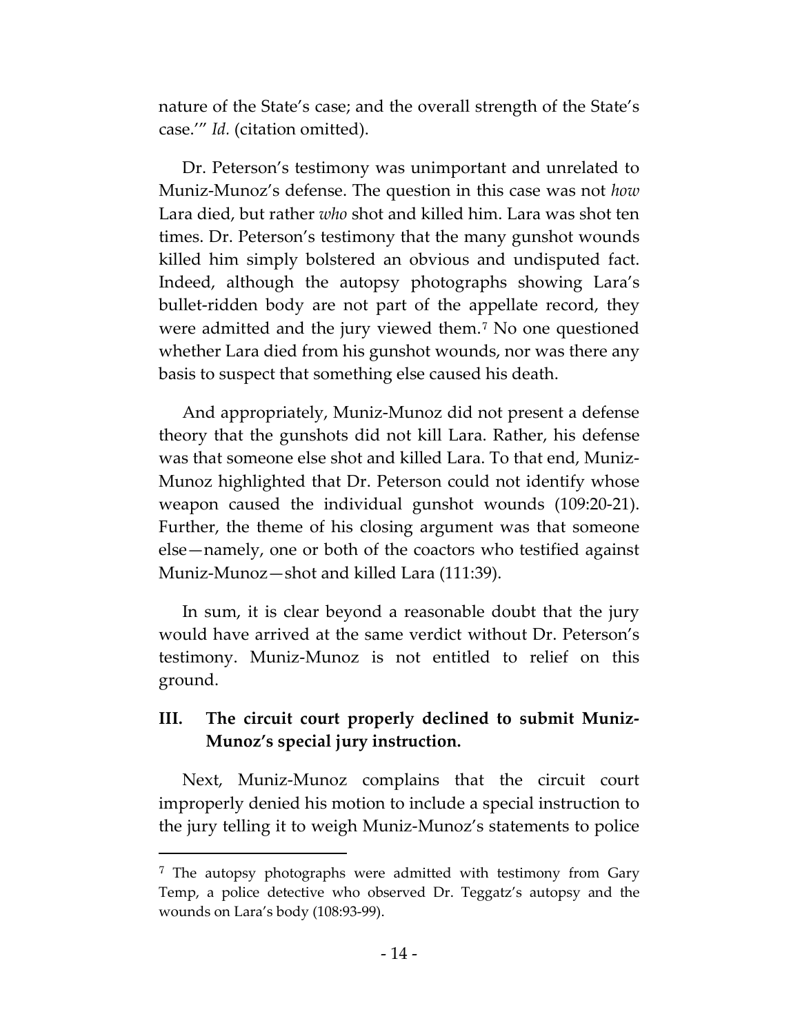nature of the State's case; and the overall strength of the State's case.'" *Id.* (citation omitted).

Dr. Peterson's testimony was unimportant and unrelated to Muniz-Munoz's defense. The question in this case was not *how* Lara died, but rather *who* shot and killed him. Lara was shot ten times. Dr. Peterson's testimony that the many gunshot wounds killed him simply bolstered an obvious and undisputed fact. Indeed, although the autopsy photographs showing Lara's bullet-ridden body are not part of the appellate record, they were admitted and the jury viewed them.[7] No one questioned whether Lara died from his gunshot wounds, nor was there any basis to suspect that something else caused his death.

And appropriately, Muniz-Munoz did not present a defense theory that the gunshots did not kill Lara. Rather, his defense was that someone else shot and killed Lara. To that end, Muniz-Munoz highlighted that Dr. Peterson could not identify whose weapon caused the individual gunshot wounds (109:20-21). Further, the theme of his closing argument was that someone else—namely, one or both of the coactors who testified against Muniz-Munoz—shot and killed Lara (111:39).

In sum, it is clear beyond a reasonable doubt that the jury would have arrived at the same verdict without Dr. Peterson's testimony. Muniz-Munoz is not entitled to relief on this ground.

## III. The circuit court properly declined to submit Muniz-Munoz's special jury instruction.

Next, Muniz-Munoz complains that the circuit court improperly denied his motion to include a special instruction to the jury telling it to weigh Muniz-Munoz's statements to police

---

[7] The autopsy photographs were admitted with testimony from Gary Temp, a police detective who observed Dr. Teggatz's autopsy and the wounds on Lara's body (108:93-99).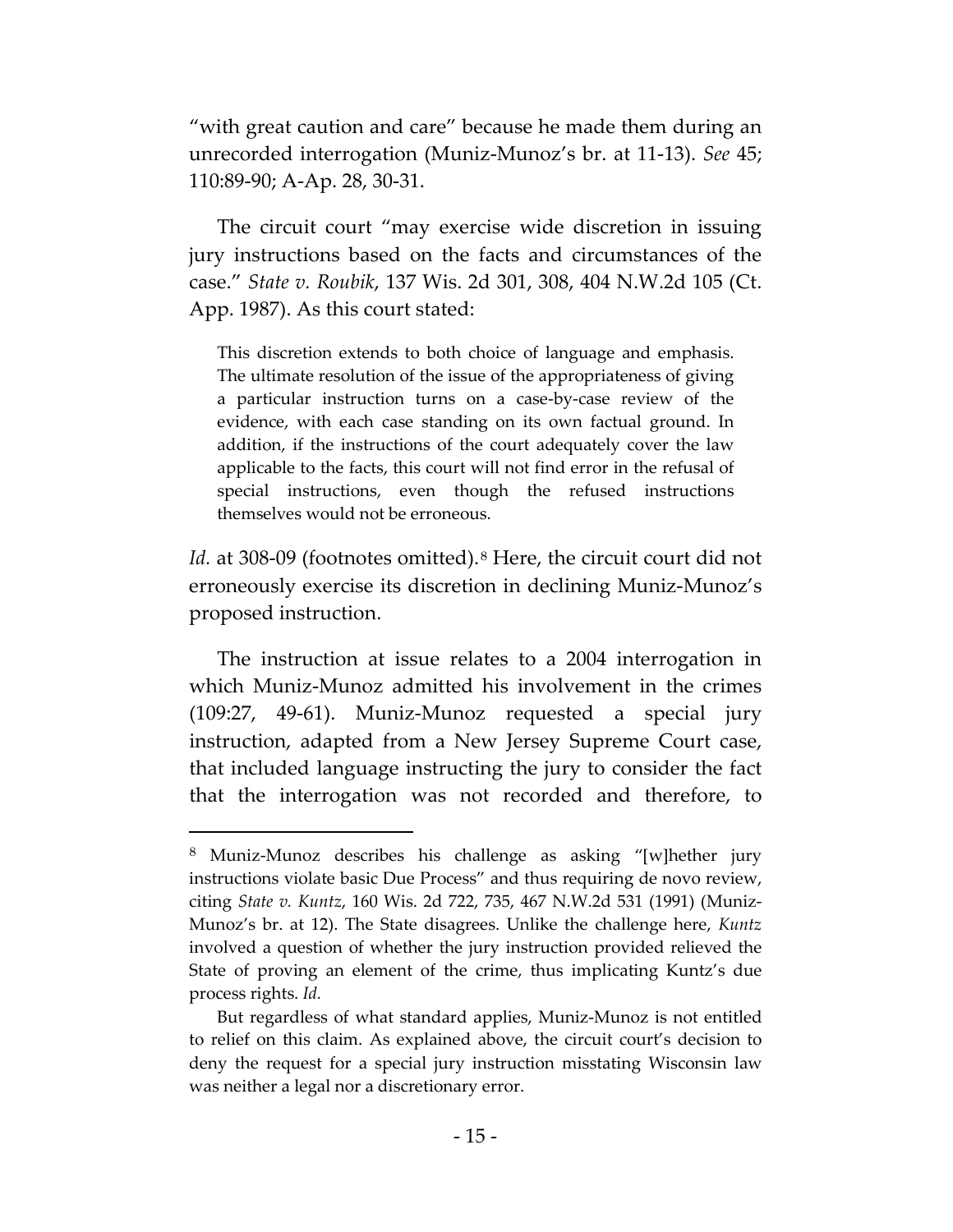"with great caution and care" because he made them during an unrecorded interrogation (Muniz-Munoz's br. at 11-13). *See* 45; 110:89-90; A-Ap. 28, 30-31.

The circuit court "may exercise wide discretion in issuing jury instructions based on the facts and circumstances of the case." *State v. Roubik*, 137 Wis. 2d 301, 308, 404 N.W.2d 105 (Ct. App. 1987). As this court stated:

> This discretion extends to both choice of language and emphasis. The ultimate resolution of the issue of the appropriateness of giving a particular instruction turns on a case-by-case review of the evidence, with each case standing on its own factual ground. In addition, if the instructions of the court adequately cover the law applicable to the facts, this court will not find error in the refusal of special instructions, even though the refused instructions themselves would not be erroneous.

*Id.* at 308-09 (footnotes omitted).[8] Here, the circuit court did not erroneously exercise its discretion in declining Muniz-Munoz's proposed instruction.

The instruction at issue relates to a 2004 interrogation in which Muniz-Munoz admitted his involvement in the crimes (109:27, 49-61). Muniz-Munoz requested a special jury instruction, adapted from a New Jersey Supreme Court case, that included language instructing the jury to consider the fact that the interrogation was not recorded and therefore, to

---

[8] Muniz-Munoz describes his challenge as asking "[w]hether jury instructions violate basic Due Process" and thus requiring de novo review, citing *State v. Kuntz*, 160 Wis. 2d 722, 735, 467 N.W.2d 531 (1991) (Muniz-Munoz's br. at 12). The State disagrees. Unlike the challenge here, *Kuntz* involved a question of whether the jury instruction provided relieved the State of proving an element of the crime, thus implicating Kuntz's due process rights. *Id.*

But regardless of what standard applies, Muniz-Munoz is not entitled to relief on this claim. As explained above, the circuit court's decision to deny the request for a special jury instruction misstating Wisconsin law was neither a legal nor a discretionary error.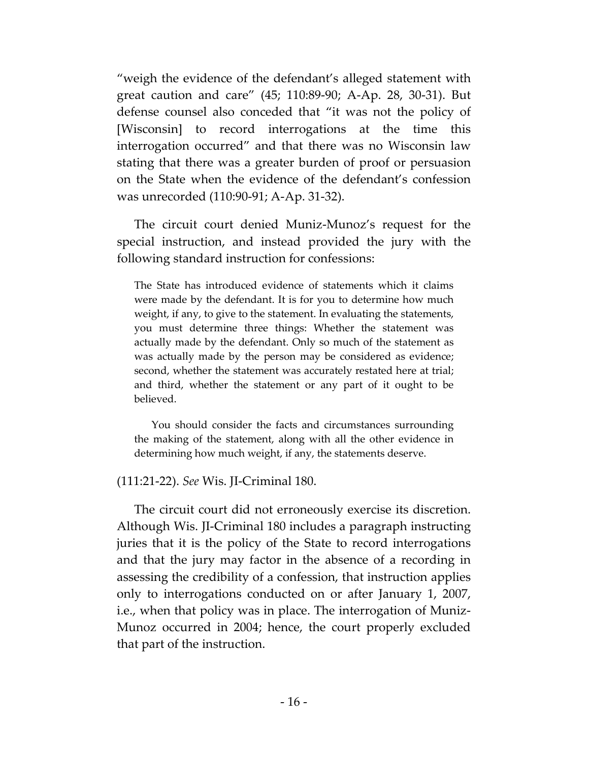"weigh the evidence of the defendant's alleged statement with great caution and care" (45; 110:89-90; A-Ap. 28, 30-31). But defense counsel also conceded that "it was not the policy of [Wisconsin] to record interrogations at the time this interrogation occurred" and that there was no Wisconsin law stating that there was a greater burden of proof or persuasion on the State when the evidence of the defendant's confession was unrecorded (110:90-91; A-Ap. 31-32).

The circuit court denied Muniz-Munoz's request for the special instruction, and instead provided the jury with the following standard instruction for confessions:

> The State has introduced evidence of statements which it claims were made by the defendant. It is for you to determine how much weight, if any, to give to the statement. In evaluating the statements, you must determine three things: Whether the statement was actually made by the defendant. Only so much of the statement as was actually made by the person may be considered as evidence; second, whether the statement was accurately restated here at trial; and third, whether the statement or any part of it ought to be believed.
>
> You should consider the facts and circumstances surrounding the making of the statement, along with all the other evidence in determining how much weight, if any, the statements deserve.

(111:21-22). *See* Wis. JI-Criminal 180.

The circuit court did not erroneously exercise its discretion. Although Wis. JI-Criminal 180 includes a paragraph instructing juries that it is the policy of the State to record interrogations and that the jury may factor in the absence of a recording in assessing the credibility of a confession, that instruction applies only to interrogations conducted on or after January 1, 2007, i.e., when that policy was in place. The interrogation of Muniz-Munoz occurred in 2004; hence, the court properly excluded that part of the instruction.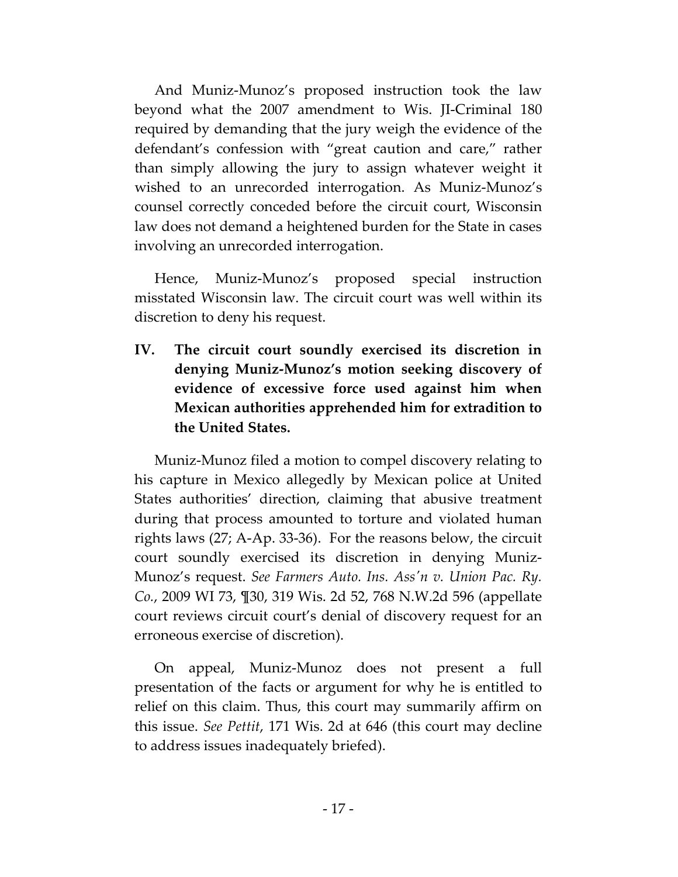And Muniz-Munoz's proposed instruction took the law beyond what the 2007 amendment to Wis. JI-Criminal 180 required by demanding that the jury weigh the evidence of the defendant's confession with "great caution and care," rather than simply allowing the jury to assign whatever weight it wished to an unrecorded interrogation. As Muniz-Munoz's counsel correctly conceded before the circuit court, Wisconsin law does not demand a heightened burden for the State in cases involving an unrecorded interrogation.

Hence, Muniz-Munoz's proposed special instruction misstated Wisconsin law. The circuit court was well within its discretion to deny his request.

## IV. The circuit court soundly exercised its discretion in denying Muniz-Munoz's motion seeking discovery of evidence of excessive force used against him when Mexican authorities apprehended him for extradition to the United States.

Muniz-Munoz filed a motion to compel discovery relating to his capture in Mexico allegedly by Mexican police at United States authorities' direction, claiming that abusive treatment during that process amounted to torture and violated human rights laws (27; A-Ap. 33-36). For the reasons below, the circuit court soundly exercised its discretion in denying Muniz-Munoz's request. *See Farmers Auto. Ins. Ass'n v. Union Pac. Ry. Co.*, 2009 WI 73, ¶30, 319 Wis. 2d 52, 768 N.W.2d 596 (appellate court reviews circuit court's denial of discovery request for an erroneous exercise of discretion).

On appeal, Muniz-Munoz does not present a full presentation of the facts or argument for why he is entitled to relief on this claim. Thus, this court may summarily affirm on this issue. *See Pettit*, 171 Wis. 2d at 646 (this court may decline to address issues inadequately briefed).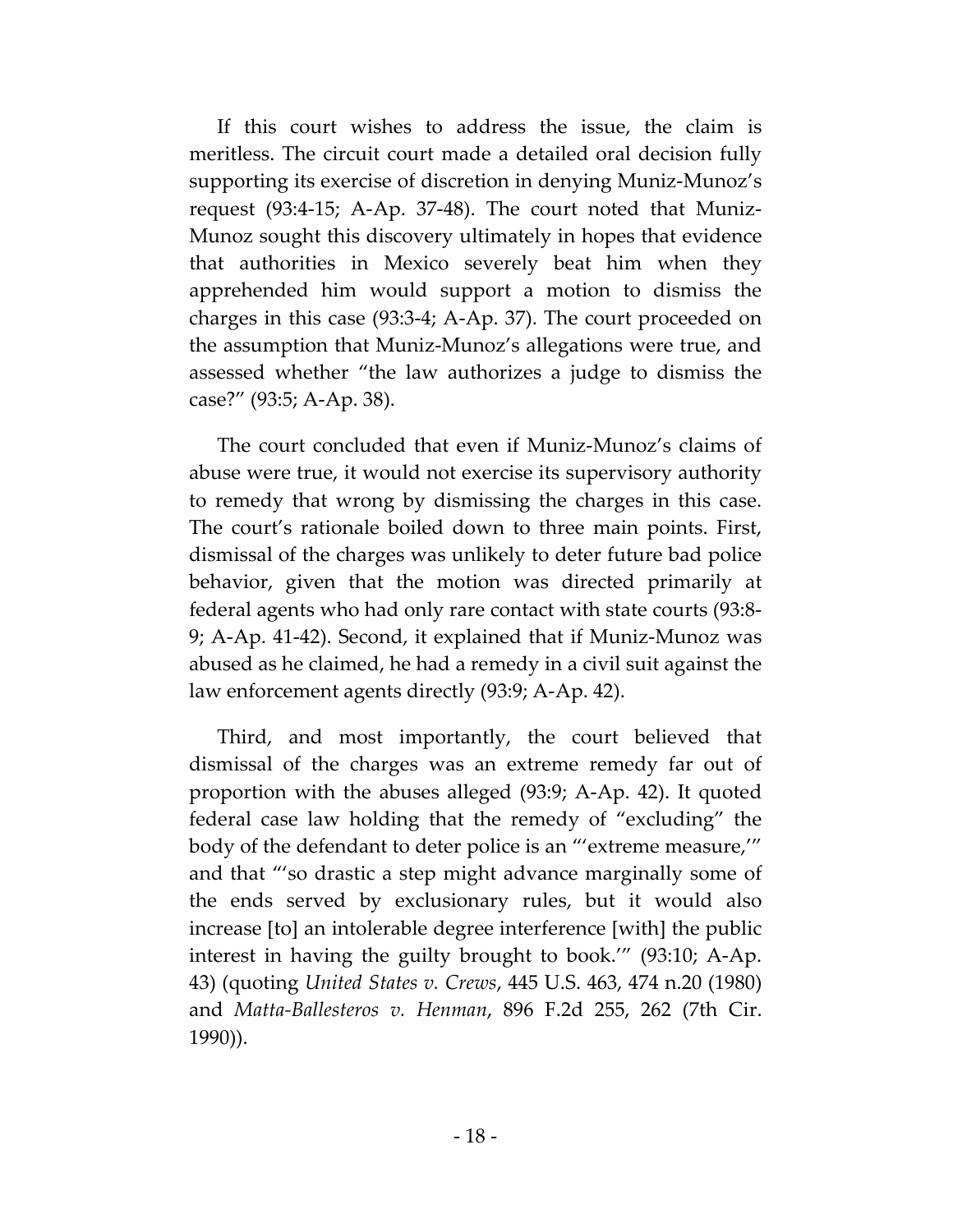If this court wishes to address the issue, the claim is meritless. The circuit court made a detailed oral decision fully supporting its exercise of discretion in denying Muniz-Munoz's request (93:4-15; A-Ap. 37-48). The court noted that Muniz-Munoz sought this discovery ultimately in hopes that evidence that authorities in Mexico severely beat him when they apprehended him would support a motion to dismiss the charges in this case (93:3-4; A-Ap. 37). The court proceeded on the assumption that Muniz-Munoz's allegations were true, and assessed whether "the law authorizes a judge to dismiss the case?" (93:5; A-Ap. 38).

The court concluded that even if Muniz-Munoz's claims of abuse were true, it would not exercise its supervisory authority to remedy that wrong by dismissing the charges in this case. The court's rationale boiled down to three main points. First, dismissal of the charges was unlikely to deter future bad police behavior, given that the motion was directed primarily at federal agents who had only rare contact with state courts (93:8-9; A-Ap. 41-42). Second, it explained that if Muniz-Munoz was abused as he claimed, he had a remedy in a civil suit against the law enforcement agents directly (93:9; A-Ap. 42).

Third, and most importantly, the court believed that dismissal of the charges was an extreme remedy far out of proportion with the abuses alleged (93:9; A-Ap. 42). It quoted federal case law holding that the remedy of "excluding" the body of the defendant to deter police is an "'extreme measure,'" and that "'so drastic a step might advance marginally some of the ends served by exclusionary rules, but it would also increase [to] an intolerable degree interference [with] the public interest in having the guilty brought to book.'" (93:10; A-Ap. 43) (quoting *United States v. Crews*, 445 U.S. 463, 474 n.20 (1980) and *Matta-Ballesteros v. Henman*, 896 F.2d 255, 262 (7th Cir. 1990)).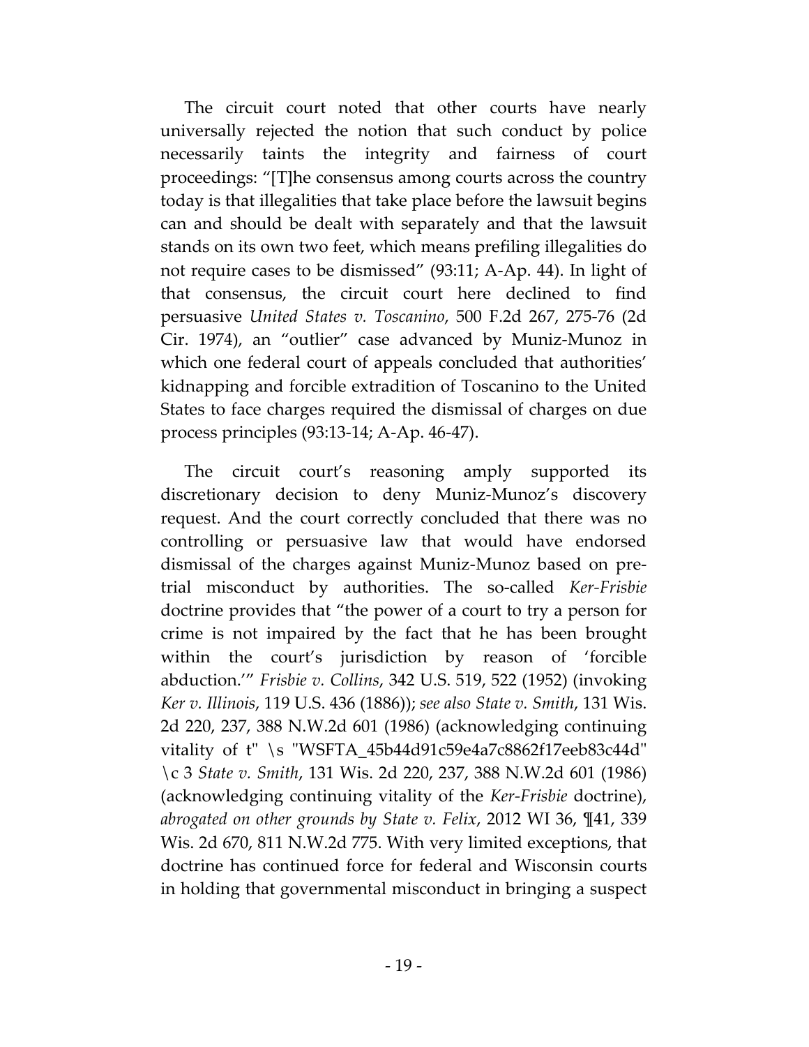The circuit court noted that other courts have nearly universally rejected the notion that such conduct by police necessarily taints the integrity and fairness of court proceedings: "[T]he consensus among courts across the country today is that illegalities that take place before the lawsuit begins can and should be dealt with separately and that the lawsuit stands on its own two feet, which means prefiling illegalities do not require cases to be dismissed" (93:11; A-Ap. 44). In light of that consensus, the circuit court here declined to find persuasive *United States v. Toscanino*, 500 F.2d 267, 275-76 (2d Cir. 1974), an "outlier" case advanced by Muniz-Munoz in which one federal court of appeals concluded that authorities' kidnapping and forcible extradition of Toscanino to the United States to face charges required the dismissal of charges on due process principles (93:13-14; A-Ap. 46-47).

The circuit court's reasoning amply supported its discretionary decision to deny Muniz-Munoz's discovery request. And the court correctly concluded that there was no controlling or persuasive law that would have endorsed dismissal of the charges against Muniz-Munoz based on pre-trial misconduct by authorities. The so-called *Ker-Frisbie* doctrine provides that "the power of a court to try a person for crime is not impaired by the fact that he has been brought within the court's jurisdiction by reason of 'forcible abduction.'" *Frisbie v. Collins*, 342 U.S. 519, 522 (1952) (invoking *Ker v. Illinois*, 119 U.S. 436 (1886)); *see also State v. Smith*, 131 Wis. 2d 220, 237, 388 N.W.2d 601 (1986) (acknowledging continuing vitality of t" \s "WSFTA_45b44d91c59e4a7c8862f17eeb83c44d" \c 3 *State v. Smith*, 131 Wis. 2d 220, 237, 388 N.W.2d 601 (1986) (acknowledging continuing vitality of the *Ker-Frisbie* doctrine), *abrogated on other grounds by State v. Felix*, 2012 WI 36, ¶41, 339 Wis. 2d 670, 811 N.W.2d 775. With very limited exceptions, that doctrine has continued force for federal and Wisconsin courts in holding that governmental misconduct in bringing a suspect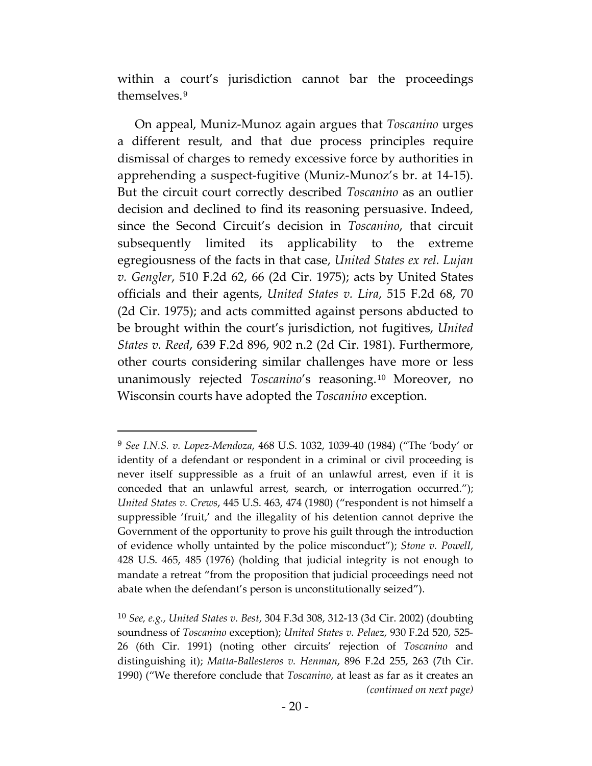within a court's jurisdiction cannot bar the proceedings themselves.[9]

On appeal, Muniz-Munoz again argues that *Toscanino* urges a different result, and that due process principles require dismissal of charges to remedy excessive force by authorities in apprehending a suspect-fugitive (Muniz-Munoz's br. at 14-15). But the circuit court correctly described *Toscanino* as an outlier decision and declined to find its reasoning persuasive. Indeed, since the Second Circuit's decision in *Toscanino*, that circuit subsequently limited its applicability to the extreme egregiousness of the facts in that case, *United States ex rel. Lujan v. Gengler*, 510 F.2d 62, 66 (2d Cir. 1975); acts by United States officials and their agents, *United States v. Lira*, 515 F.2d 68, 70 (2d Cir. 1975); and acts committed against persons abducted to be brought within the court's jurisdiction, not fugitives, *United States v. Reed*, 639 F.2d 896, 902 n.2 (2d Cir. 1981). Furthermore, other courts considering similar challenges have more or less unanimously rejected *Toscanino*'s reasoning.[10] Moreover, no Wisconsin courts have adopted the *Toscanino* exception.

---

[9] *See I.N.S. v. Lopez-Mendoza*, 468 U.S. 1032, 1039-40 (1984) ("The 'body' or identity of a defendant or respondent in a criminal or civil proceeding is never itself suppressible as a fruit of an unlawful arrest, even if it is conceded that an unlawful arrest, search, or interrogation occurred."); *United States v. Crews*, 445 U.S. 463, 474 (1980) ("respondent is not himself a suppressible 'fruit,' and the illegality of his detention cannot deprive the Government of the opportunity to prove his guilt through the introduction of evidence wholly untainted by the police misconduct"); *Stone v. Powell*, 428 U.S. 465, 485 (1976) (holding that judicial integrity is not enough to mandate a retreat "from the proposition that judicial proceedings need not abate when the defendant's person is unconstitutionally seized").

[10] *See, e.g.*, *United States v. Best*, 304 F.3d 308, 312-13 (3d Cir. 2002) (doubting soundness of *Toscanino* exception); *United States v. Pelaez*, 930 F.2d 520, 525-26 (6th Cir. 1991) (noting other circuits' rejection of *Toscanino* and distinguishing it); *Matta-Ballesteros v. Henman*, 896 F.2d 255, 263 (7th Cir. 1990) ("We therefore conclude that *Toscanino*, at least as far as it creates an

*(continued on next page)*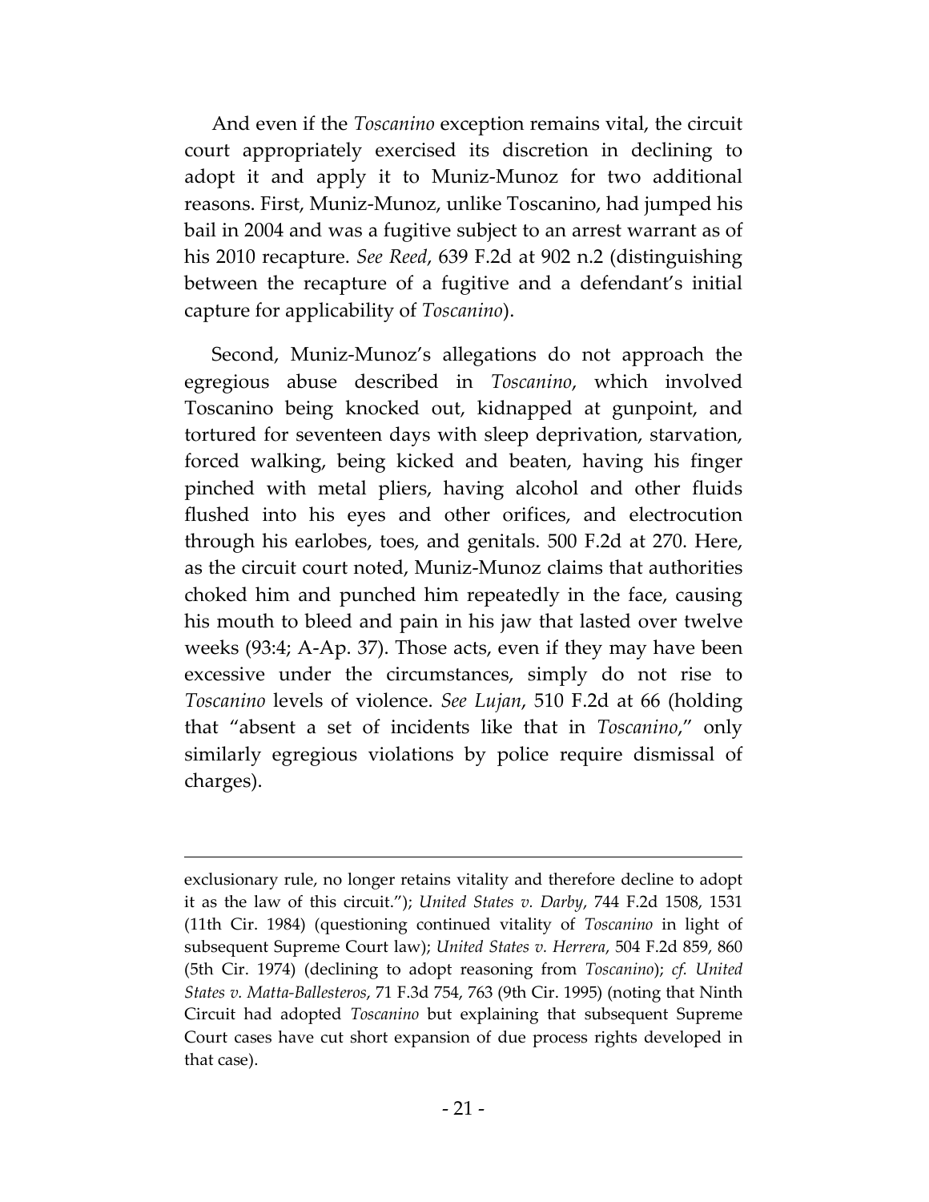And even if the *Toscanino* exception remains vital, the circuit court appropriately exercised its discretion in declining to adopt it and apply it to Muniz-Munoz for two additional reasons. First, Muniz-Munoz, unlike Toscanino, had jumped his bail in 2004 and was a fugitive subject to an arrest warrant as of his 2010 recapture. *See Reed*, 639 F.2d at 902 n.2 (distinguishing between the recapture of a fugitive and a defendant's initial capture for applicability of *Toscanino*).

Second, Muniz-Munoz's allegations do not approach the egregious abuse described in *Toscanino*, which involved Toscanino being knocked out, kidnapped at gunpoint, and tortured for seventeen days with sleep deprivation, starvation, forced walking, being kicked and beaten, having his finger pinched with metal pliers, having alcohol and other fluids flushed into his eyes and other orifices, and electrocution through his earlobes, toes, and genitals. 500 F.2d at 270. Here, as the circuit court noted, Muniz-Munoz claims that authorities choked him and punched him repeatedly in the face, causing his mouth to bleed and pain in his jaw that lasted over twelve weeks (93:4; A-Ap. 37). Those acts, even if they may have been excessive under the circumstances, simply do not rise to *Toscanino* levels of violence. *See Lujan*, 510 F.2d at 66 (holding that "absent a set of incidents like that in *Toscanino*," only similarly egregious violations by police require dismissal of charges).

---

exclusionary rule, no longer retains vitality and therefore decline to adopt it as the law of this circuit."); *United States v. Darby*, 744 F.2d 1508, 1531 (11th Cir. 1984) (questioning continued vitality of *Toscanino* in light of subsequent Supreme Court law); *United States v. Herrera*, 504 F.2d 859, 860 (5th Cir. 1974) (declining to adopt reasoning from *Toscanino*); *cf. United States v. Matta-Ballesteros*, 71 F.3d 754, 763 (9th Cir. 1995) (noting that Ninth Circuit had adopted *Toscanino* but explaining that subsequent Supreme Court cases have cut short expansion of due process rights developed in that case).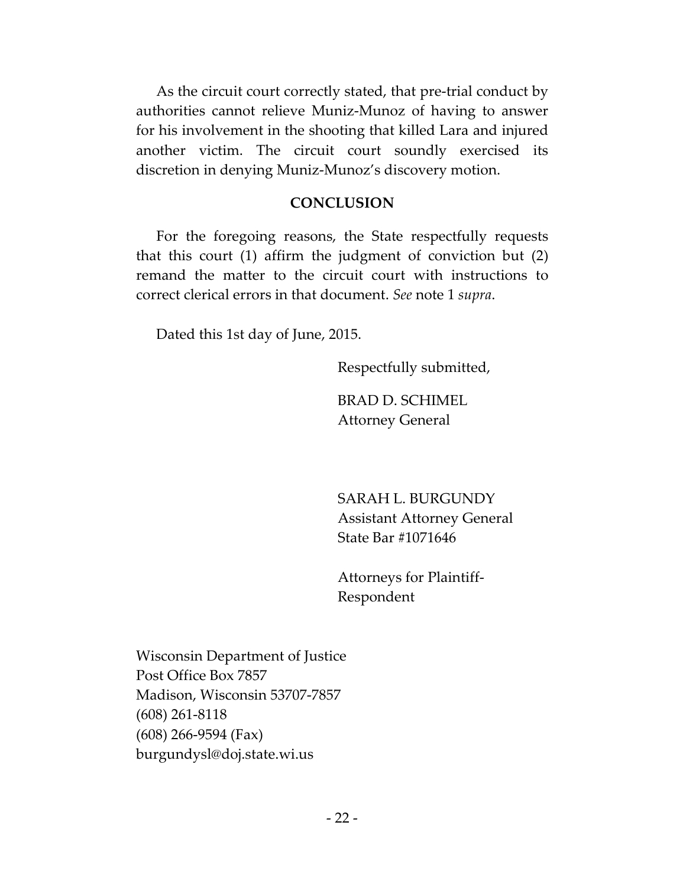As the circuit court correctly stated, that pre-trial conduct by authorities cannot relieve Muniz-Munoz of having to answer for his involvement in the shooting that killed Lara and injured another victim. The circuit court soundly exercised its discretion in denying Muniz-Munoz's discovery motion.

## CONCLUSION

For the foregoing reasons, the State respectfully requests that this court (1) affirm the judgment of conviction but (2) remand the matter to the circuit court with instructions to correct clerical errors in that document. *See* note 1 *supra*.

Dated this 1st day of June, 2015.

Respectfully submitted,

BRAD D. SCHIMEL
Attorney General

SARAH L. BURGUNDY
Assistant Attorney General
State Bar #1071646

Attorneys for Plaintiff-Respondent

Wisconsin Department of Justice
Post Office Box 7857
Madison, Wisconsin 53707-7857
(608) 261-8118
(608) 266-9594 (Fax)
burgundysl@doj.state.wi.us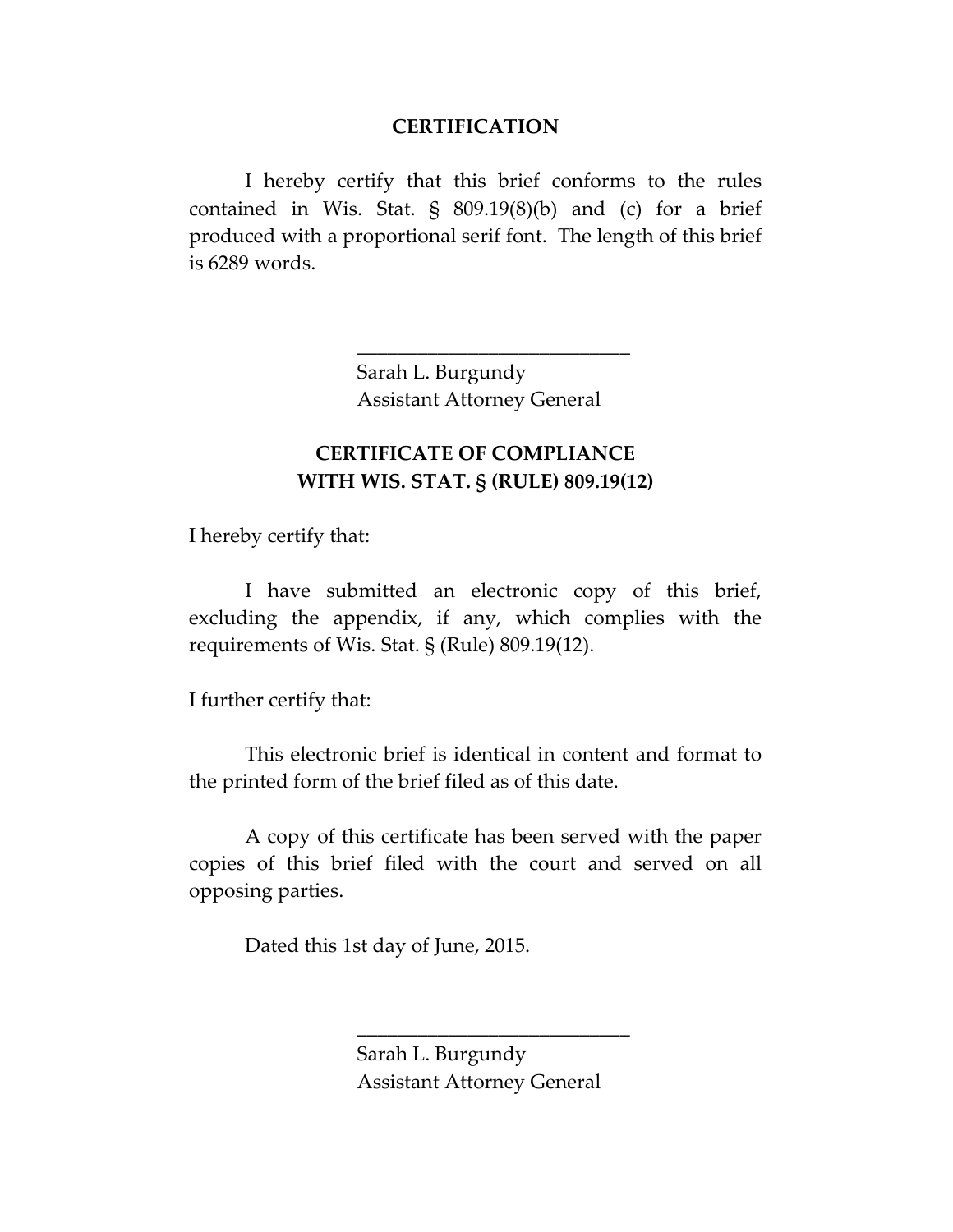## CERTIFICATION

I hereby certify that this brief conforms to the rules contained in Wis. Stat. § 809.19(8)(b) and (c) for a brief produced with a proportional serif font. The length of this brief is 6289 words.

\_\_\_\_\_\_\_\_\_\_\_\_\_\_\_\_\_\_\_\_\_\_\_\_\_\_\_\_

Sarah L. Burgundy
Assistant Attorney General

## CERTIFICATE OF COMPLIANCE WITH WIS. STAT. § (RULE) 809.19(12)

I hereby certify that:

I have submitted an electronic copy of this brief, excluding the appendix, if any, which complies with the requirements of Wis. Stat. § (Rule) 809.19(12).

I further certify that:

This electronic brief is identical in content and format to the printed form of the brief filed as of this date.

A copy of this certificate has been served with the paper copies of this brief filed with the court and served on all opposing parties.

Dated this 1st day of June, 2015.

\_\_\_\_\_\_\_\_\_\_\_\_\_\_\_\_\_\_\_\_\_\_\_\_\_\_\_\_

Sarah L. Burgundy
Assistant Attorney General